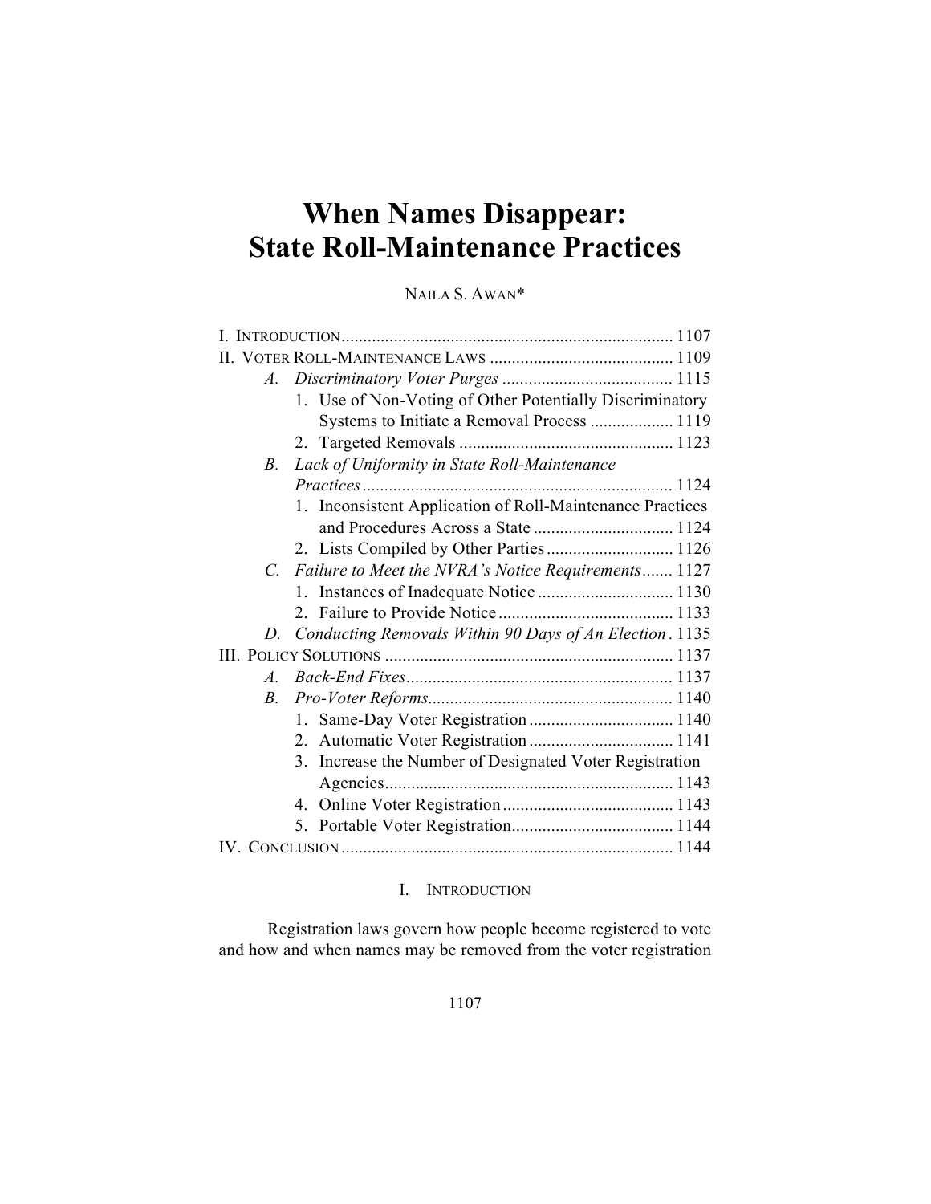# When Names Disappear: State Roll-Maintenance Practices

NAILA S. AWAN*

I. INTRODUCTION ........................................................................... 1107
II. VOTER ROLL-MAINTENANCE LAWS .......................................... 1109
   *A. Discriminatory Voter Purges* ....................................... 1115
      1. Use of Non-Voting of Other Potentially Discriminatory Systems to Initiate a Removal Process ................... 1119
      2. Targeted Removals ................................................. 1123
   *B. Lack of Uniformity in State Roll-Maintenance Practices* ...................................................................... 1124
      1. Inconsistent Application of Roll-Maintenance Practices and Procedures Across a State ................................ 1124
      2. Lists Compiled by Other Parties ............................. 1126
   *C. Failure to Meet the NVRA's Notice Requirements* ....... 1127
      1. Instances of Inadequate Notice ............................... 1130
      2. Failure to Provide Notice ........................................ 1133
   *D. Conducting Removals Within 90 Days of An Election* . 1135
III. POLICY SOLUTIONS .................................................................. 1137
   *A. Back-End Fixes* ............................................................ 1137
   *B. Pro-Voter Reforms* ........................................................ 1140
      1. Same-Day Voter Registration ................................. 1140
      2. Automatic Voter Registration ................................. 1141
      3. Increase the Number of Designated Voter Registration Agencies .................................................................. 1143
      4. Online Voter Registration ....................................... 1143
      5. Portable Voter Registration ..................................... 1144
IV. CONCLUSION ............................................................................ 1144

## I. INTRODUCTION

Registration laws govern how people become registered to vote and how and when names may be removed from the voter registration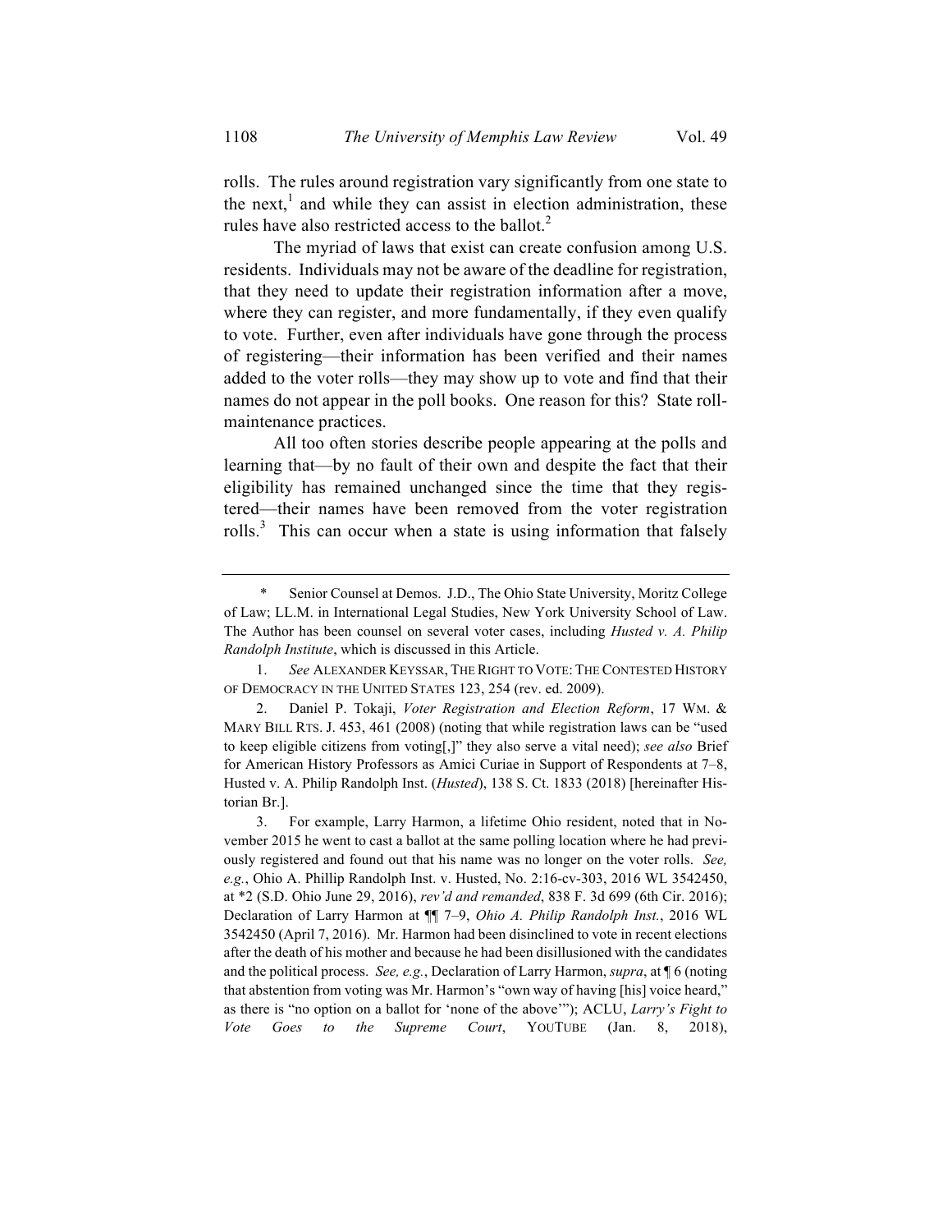rolls. The rules around registration vary significantly from one state to the next,[1] and while they can assist in election administration, these rules have also restricted access to the ballot.[2]

The myriad of laws that exist can create confusion among U.S. residents. Individuals may not be aware of the deadline for registration, that they need to update their registration information after a move, where they can register, and more fundamentally, if they even qualify to vote. Further, even after individuals have gone through the process of registering—their information has been verified and their names added to the voter rolls—they may show up to vote and find that their names do not appear in the poll books. One reason for this? State roll-maintenance practices.

All too often stories describe people appearing at the polls and learning that—by no fault of their own and despite the fact that their eligibility has remained unchanged since the time that they registered—their names have been removed from the voter registration rolls.[3] This can occur when a state is using information that falsely

---

\* Senior Counsel at Demos. J.D., The Ohio State University, Moritz College of Law; LL.M. in International Legal Studies, New York University School of Law. The Author has been counsel on several voter cases, including *Husted v. A. Philip Randolph Institute*, which is discussed in this Article.

1. *See* ALEXANDER KEYSSAR, THE RIGHT TO VOTE: THE CONTESTED HISTORY OF DEMOCRACY IN THE UNITED STATES 123, 254 (rev. ed. 2009).

2. Daniel P. Tokaji, *Voter Registration and Election Reform*, 17 WM. & MARY BILL RTS. J. 453, 461 (2008) (noting that while registration laws can be "used to keep eligible citizens from voting[,]" they also serve a vital need); *see also* Brief for American History Professors as Amici Curiae in Support of Respondents at 7–8, Husted v. A. Philip Randolph Inst. (*Husted*), 138 S. Ct. 1833 (2018) [hereinafter Historian Br.].

3. For example, Larry Harmon, a lifetime Ohio resident, noted that in November 2015 he went to cast a ballot at the same polling location where he had previously registered and found out that his name was no longer on the voter rolls. *See, e.g.*, Ohio A. Phillip Randolph Inst. v. Husted, No. 2:16-cv-303, 2016 WL 3542450, at \*2 (S.D. Ohio June 29, 2016), *rev'd and remanded*, 838 F. 3d 699 (6th Cir. 2016); Declaration of Larry Harmon at ¶¶ 7–9, *Ohio A. Philip Randolph Inst.*, 2016 WL 3542450 (April 7, 2016). Mr. Harmon had been disinclined to vote in recent elections after the death of his mother and because he had been disillusioned with the candidates and the political process. *See, e.g.*, Declaration of Larry Harmon, *supra*, at ¶ 6 (noting that abstention from voting was Mr. Harmon's "own way of having [his] voice heard," as there is "no option on a ballot for 'none of the above'"); ACLU, *Larry's Fight to Vote Goes to the Supreme Court*, YOUTUBE (Jan. 8, 2018),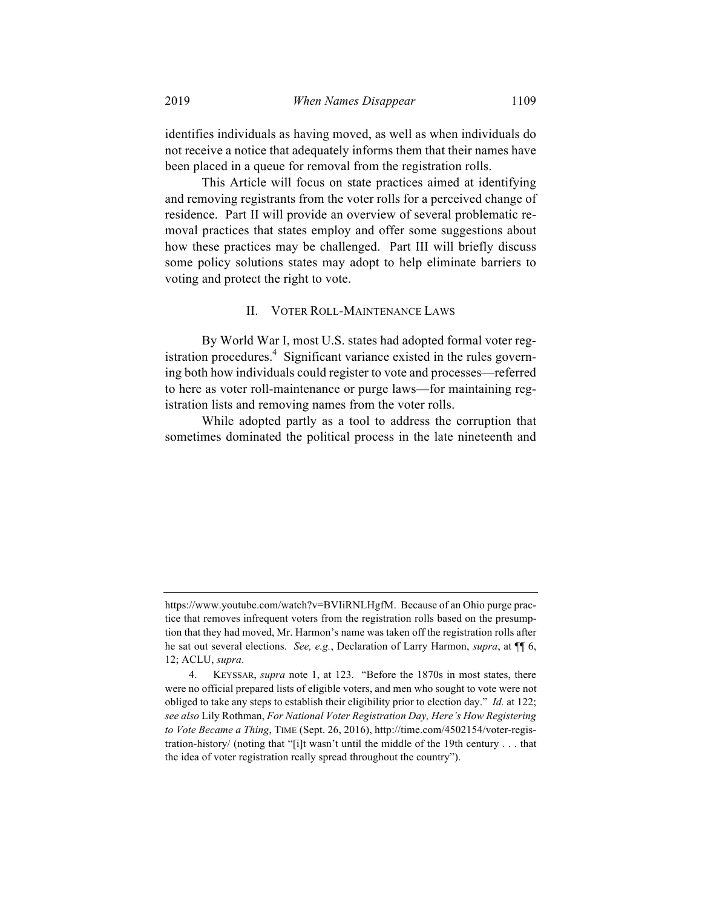identifies individuals as having moved, as well as when individuals do not receive a notice that adequately informs them that their names have been placed in a queue for removal from the registration rolls.

This Article will focus on state practices aimed at identifying and removing registrants from the voter rolls for a perceived change of residence. Part II will provide an overview of several problematic removal practices that states employ and offer some suggestions about how these practices may be challenged. Part III will briefly discuss some policy solutions states may adopt to help eliminate barriers to voting and protect the right to vote.

## II. VOTER ROLL-MAINTENANCE LAWS

By World War I, most U.S. states had adopted formal voter registration procedures.[4] Significant variance existed in the rules governing both how individuals could register to vote and processes—referred to here as voter roll-maintenance or purge laws—for maintaining registration lists and removing names from the voter rolls.

While adopted partly as a tool to address the corruption that sometimes dominated the political process in the late nineteenth and

---

https://www.youtube.com/watch?v=BVIiRNLHgfM. Because of an Ohio purge practice that removes infrequent voters from the registration rolls based on the presumption that they had moved, Mr. Harmon's name was taken off the registration rolls after he sat out several elections. *See, e.g.*, Declaration of Larry Harmon, *supra*, at ¶¶ 6, 12; ACLU, *supra*.

4. KEYSSAR, *supra* note 1, at 123. "Before the 1870s in most states, there were no official prepared lists of eligible voters, and men who sought to vote were not obliged to take any steps to establish their eligibility prior to election day." *Id.* at 122; *see also* Lily Rothman, *For National Voter Registration Day, Here's How Registering to Vote Became a Thing*, TIME (Sept. 26, 2016), http://time.com/4502154/voter-registration-history/ (noting that "[i]t wasn't until the middle of the 19th century . . . that the idea of voter registration really spread throughout the country").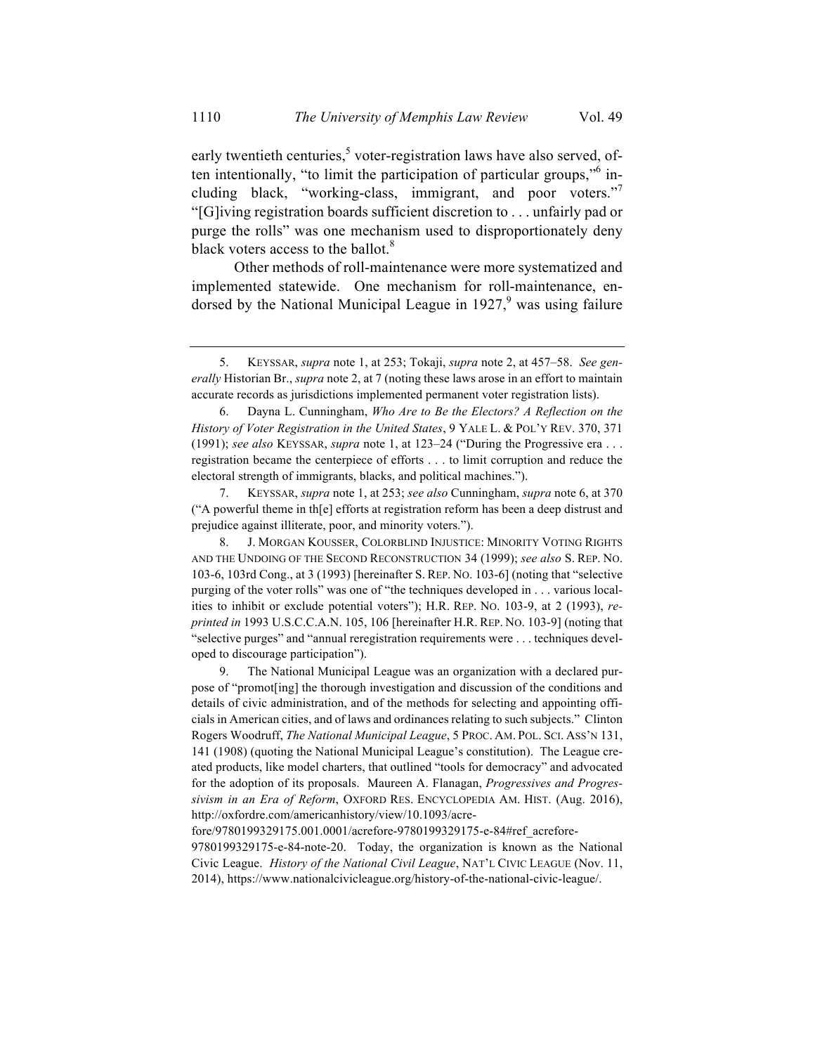early twentieth centuries,[5] voter-registration laws have also served, often intentionally, "to limit the participation of particular groups,"[6] including black, "working-class, immigrant, and poor voters."[7] "[G]iving registration boards sufficient discretion to . . . unfairly pad or purge the rolls" was one mechanism used to disproportionately deny black voters access to the ballot.[8]

Other methods of roll-maintenance were more systematized and implemented statewide. One mechanism for roll-maintenance, endorsed by the National Municipal League in 1927,[9] was using failure

---

5. KEYSSAR, *supra* note 1, at 253; Tokaji, *supra* note 2, at 457–58. *See generally* Historian Br., *supra* note 2, at 7 (noting these laws arose in an effort to maintain accurate records as jurisdictions implemented permanent voter registration lists).

6. Dayna L. Cunningham, *Who Are to Be the Electors? A Reflection on the History of Voter Registration in the United States*, 9 YALE L. & POL'Y REV. 370, 371 (1991); *see also* KEYSSAR, *supra* note 1, at 123–24 ("During the Progressive era . . . registration became the centerpiece of efforts . . . to limit corruption and reduce the electoral strength of immigrants, blacks, and political machines.").

7. KEYSSAR, *supra* note 1, at 253; *see also* Cunningham, *supra* note 6, at 370 ("A powerful theme in th[e] efforts at registration reform has been a deep distrust and prejudice against illiterate, poor, and minority voters.").

8. J. MORGAN KOUSSER, COLORBLIND INJUSTICE: MINORITY VOTING RIGHTS AND THE UNDOING OF THE SECOND RECONSTRUCTION 34 (1999); *see also* S. REP. NO. 103-6, 103rd Cong., at 3 (1993) [hereinafter S. REP. NO. 103-6] (noting that "selective purging of the voter rolls" was one of "the techniques developed in . . . various localities to inhibit or exclude potential voters"); H.R. REP. NO. 103-9, at 2 (1993), *reprinted in* 1993 U.S.C.C.A.N. 105, 106 [hereinafter H.R. REP. NO. 103-9] (noting that "selective purges" and "annual reregistration requirements were . . . techniques developed to discourage participation").

9. The National Municipal League was an organization with a declared purpose of "promot[ing] the thorough investigation and discussion of the conditions and details of civic administration, and of the methods for selecting and appointing officials in American cities, and of laws and ordinances relating to such subjects." Clinton Rogers Woodruff, *The National Municipal League*, 5 PROC. AM. POL. SCI. ASS'N 131, 141 (1908) (quoting the National Municipal League's constitution). The League created products, like model charters, that outlined "tools for democracy" and advocated for the adoption of its proposals. Maureen A. Flanagan, *Progressives and Progressivism in an Era of Reform*, OXFORD RES. ENCYCLOPEDIA AM. HIST. (Aug. 2016), http://oxfordre.com/americanhistory/view/10.1093/acrefore/9780199329175.001.0001/acrefore-9780199329175-e-84#ref_acrefore-9780199329175-e-84-note-20. Today, the organization is known as the National Civic League. *History of the National Civil League*, NAT'L CIVIC LEAGUE (Nov. 11, 2014), https://www.nationalcivicleague.org/history-of-the-national-civic-league/.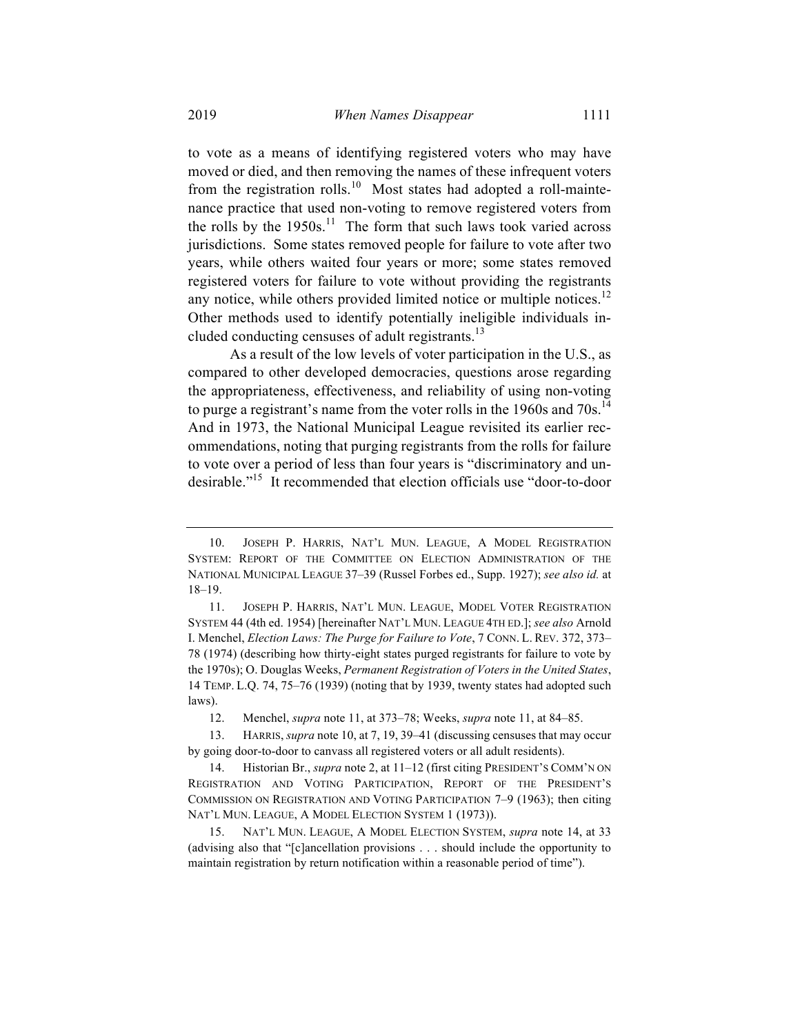to vote as a means of identifying registered voters who may have moved or died, and then removing the names of these infrequent voters from the registration rolls.[10] Most states had adopted a roll-maintenance practice that used non-voting to remove registered voters from the rolls by the 1950s.[11] The form that such laws took varied across jurisdictions. Some states removed people for failure to vote after two years, while others waited four years or more; some states removed registered voters for failure to vote without providing the registrants any notice, while others provided limited notice or multiple notices.[12] Other methods used to identify potentially ineligible individuals included conducting censuses of adult registrants.[13]

As a result of the low levels of voter participation in the U.S., as compared to other developed democracies, questions arose regarding the appropriateness, effectiveness, and reliability of using non-voting to purge a registrant's name from the voter rolls in the 1960s and 70s.[14] And in 1973, the National Municipal League revisited its earlier recommendations, noting that purging registrants from the rolls for failure to vote over a period of less than four years is "discriminatory and undesirable."[15] It recommended that election officials use "door-to-door

---

10. JOSEPH P. HARRIS, NAT'L MUN. LEAGUE, A MODEL REGISTRATION SYSTEM: REPORT OF THE COMMITTEE ON ELECTION ADMINISTRATION OF THE NATIONAL MUNICIPAL LEAGUE 37–39 (Russel Forbes ed., Supp. 1927); *see also id.* at 18–19.

11. JOSEPH P. HARRIS, NAT'L MUN. LEAGUE, MODEL VOTER REGISTRATION SYSTEM 44 (4th ed. 1954) [hereinafter NAT'L MUN. LEAGUE 4TH ED.]; *see also* Arnold I. Menchel, *Election Laws: The Purge for Failure to Vote*, 7 CONN. L. REV. 372, 373–78 (1974) (describing how thirty-eight states purged registrants for failure to vote by the 1970s); O. Douglas Weeks, *Permanent Registration of Voters in the United States*, 14 TEMP. L.Q. 74, 75–76 (1939) (noting that by 1939, twenty states had adopted such laws).

12. Menchel, *supra* note 11, at 373–78; Weeks, *supra* note 11, at 84–85.

13. HARRIS, *supra* note 10, at 7, 19, 39–41 (discussing censuses that may occur by going door-to-door to canvass all registered voters or all adult residents).

14. Historian Br., *supra* note 2, at 11–12 (first citing PRESIDENT'S COMM'N ON REGISTRATION AND VOTING PARTICIPATION, REPORT OF THE PRESIDENT'S COMMISSION ON REGISTRATION AND VOTING PARTICIPATION 7–9 (1963); then citing NAT'L MUN. LEAGUE, A MODEL ELECTION SYSTEM 1 (1973)).

15. NAT'L MUN. LEAGUE, A MODEL ELECTION SYSTEM, *supra* note 14, at 33 (advising also that "[c]ancellation provisions . . . should include the opportunity to maintain registration by return notification within a reasonable period of time").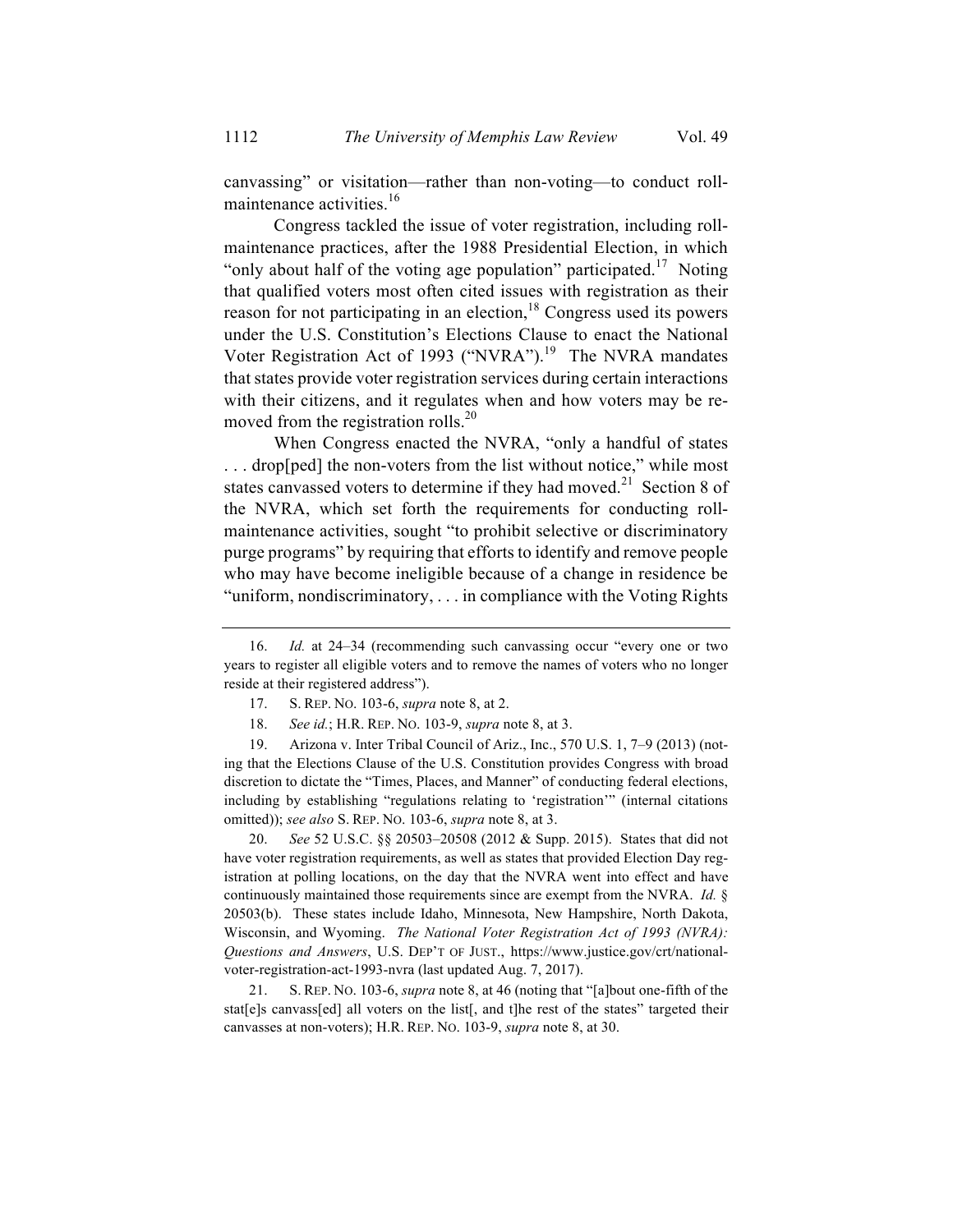canvassing" or visitation—rather than non-voting—to conduct roll-maintenance activities.[16]

Congress tackled the issue of voter registration, including roll-maintenance practices, after the 1988 Presidential Election, in which "only about half of the voting age population" participated.[17] Noting that qualified voters most often cited issues with registration as their reason for not participating in an election,[18] Congress used its powers under the U.S. Constitution's Elections Clause to enact the National Voter Registration Act of 1993 ("NVRA").[19] The NVRA mandates that states provide voter registration services during certain interactions with their citizens, and it regulates when and how voters may be removed from the registration rolls.[20]

When Congress enacted the NVRA, "only a handful of states . . . drop[ped] the non-voters from the list without notice," while most states canvassed voters to determine if they had moved.[21] Section 8 of the NVRA, which set forth the requirements for conducting roll-maintenance activities, sought "to prohibit selective or discriminatory purge programs" by requiring that efforts to identify and remove people who may have become ineligible because of a change in residence be "uniform, nondiscriminatory, . . . in compliance with the Voting Rights

---

16. *Id.* at 24–34 (recommending such canvassing occur "every one or two years to register all eligible voters and to remove the names of voters who no longer reside at their registered address").

17. S. REP. NO. 103-6, *supra* note 8, at 2.

18. *See id.*; H.R. REP. NO. 103-9, *supra* note 8, at 3.

19. Arizona v. Inter Tribal Council of Ariz., Inc., 570 U.S. 1, 7–9 (2013) (noting that the Elections Clause of the U.S. Constitution provides Congress with broad discretion to dictate the "Times, Places, and Manner" of conducting federal elections, including by establishing "regulations relating to 'registration'" (internal citations omitted)); *see also* S. REP. NO. 103-6, *supra* note 8, at 3.

20. *See* 52 U.S.C. §§ 20503–20508 (2012 & Supp. 2015). States that did not have voter registration requirements, as well as states that provided Election Day registration at polling locations, on the day that the NVRA went into effect and have continuously maintained those requirements since are exempt from the NVRA. *Id.* § 20503(b). These states include Idaho, Minnesota, New Hampshire, North Dakota, Wisconsin, and Wyoming. *The National Voter Registration Act of 1993 (NVRA): Questions and Answers*, U.S. DEP'T OF JUST., https://www.justice.gov/crt/national-voter-registration-act-1993-nvra (last updated Aug. 7, 2017).

21. S. REP. NO. 103-6, *supra* note 8, at 46 (noting that "[a]bout one-fifth of the stat[e]s canvass[ed] all voters on the list[, and t]he rest of the states" targeted their canvasses at non-voters); H.R. REP. NO. 103-9, *supra* note 8, at 30.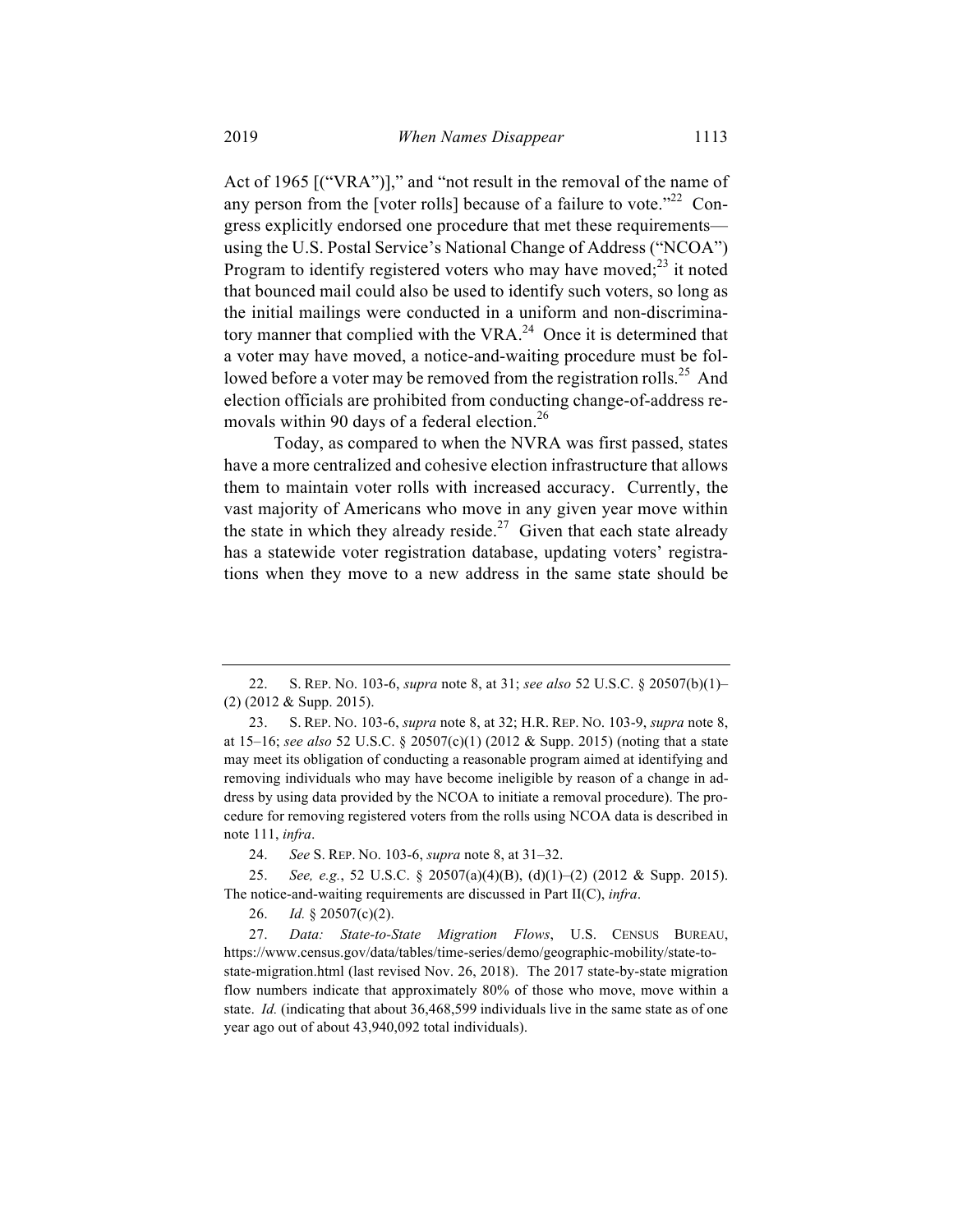Act of 1965 [("VRA")]," and "not result in the removal of the name of any person from the [voter rolls] because of a failure to vote."[22] Congress explicitly endorsed one procedure that met these requirements—using the U.S. Postal Service's National Change of Address ("NCOA") Program to identify registered voters who may have moved;[23] it noted that bounced mail could also be used to identify such voters, so long as the initial mailings were conducted in a uniform and non-discriminatory manner that complied with the VRA.[24] Once it is determined that a voter may have moved, a notice-and-waiting procedure must be followed before a voter may be removed from the registration rolls.[25] And election officials are prohibited from conducting change-of-address removals within 90 days of a federal election.[26]

Today, as compared to when the NVRA was first passed, states have a more centralized and cohesive election infrastructure that allows them to maintain voter rolls with increased accuracy. Currently, the vast majority of Americans who move in any given year move within the state in which they already reside.[27] Given that each state already has a statewide voter registration database, updating voters' registrations when they move to a new address in the same state should be

---

22. S. REP. NO. 103-6, *supra* note 8, at 31; *see also* 52 U.S.C. § 20507(b)(1)–(2) (2012 & Supp. 2015).

23. S. REP. NO. 103-6, *supra* note 8, at 32; H.R. REP. NO. 103-9, *supra* note 8, at 15–16; *see also* 52 U.S.C. § 20507(c)(1) (2012 & Supp. 2015) (noting that a state may meet its obligation of conducting a reasonable program aimed at identifying and removing individuals who may have become ineligible by reason of a change in address by using data provided by the NCOA to initiate a removal procedure). The procedure for removing registered voters from the rolls using NCOA data is described in note 111, *infra*.

24. *See* S. REP. NO. 103-6, *supra* note 8, at 31–32.

25. *See, e.g.*, 52 U.S.C. § 20507(a)(4)(B), (d)(1)–(2) (2012 & Supp. 2015). The notice-and-waiting requirements are discussed in Part II(C), *infra*.

26. *Id.* § 20507(c)(2).

27. *Data: State-to-State Migration Flows*, U.S. CENSUS BUREAU, https://www.census.gov/data/tables/time-series/demo/geographic-mobility/state-to-state-migration.html (last revised Nov. 26, 2018). The 2017 state-by-state migration flow numbers indicate that approximately 80% of those who move, move within a state. *Id.* (indicating that about 36,468,599 individuals live in the same state as of one year ago out of about 43,940,092 total individuals).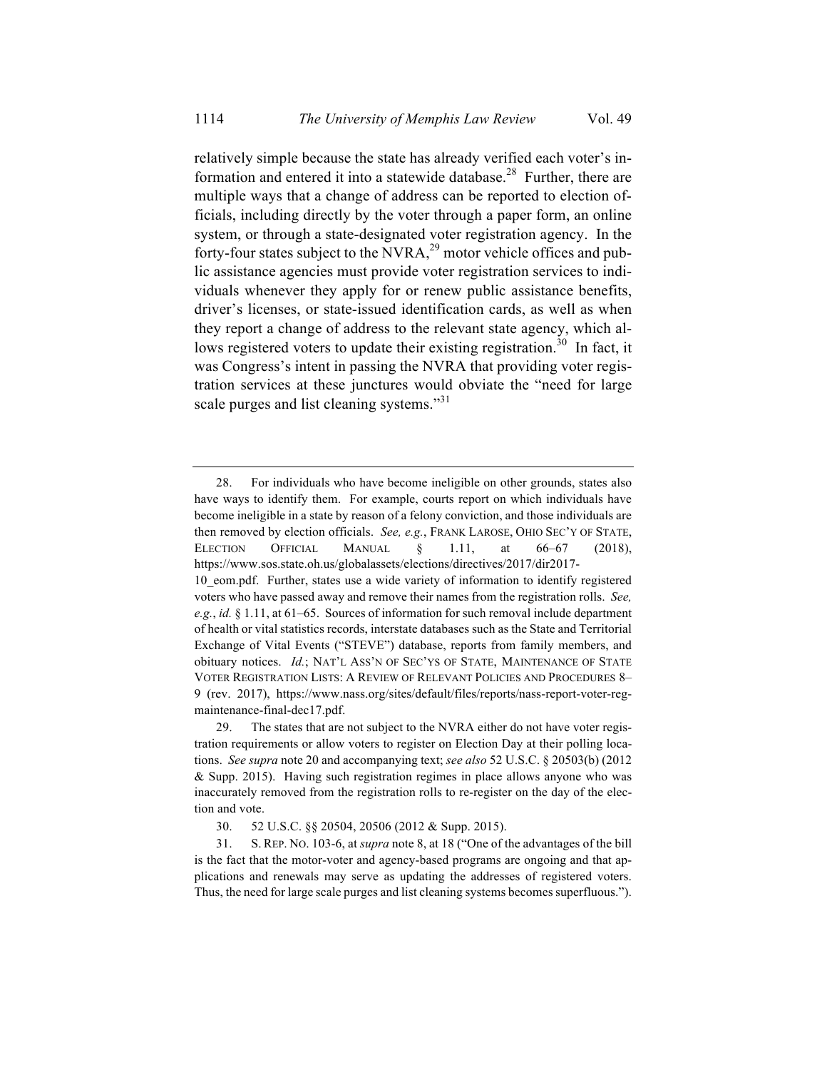relatively simple because the state has already verified each voter's information and entered it into a statewide database.[28] Further, there are multiple ways that a change of address can be reported to election officials, including directly by the voter through a paper form, an online system, or through a state-designated voter registration agency. In the forty-four states subject to the NVRA,[29] motor vehicle offices and public assistance agencies must provide voter registration services to individuals whenever they apply for or renew public assistance benefits, driver's licenses, or state-issued identification cards, as well as when they report a change of address to the relevant state agency, which allows registered voters to update their existing registration.[30] In fact, it was Congress's intent in passing the NVRA that providing voter registration services at these junctures would obviate the "need for large scale purges and list cleaning systems."[31]

---

28. For individuals who have become ineligible on other grounds, states also have ways to identify them. For example, courts report on which individuals have become ineligible in a state by reason of a felony conviction, and those individuals are then removed by election officials. *See, e.g.*, FRANK LAROSE, OHIO SEC'Y OF STATE, ELECTION OFFICIAL MANUAL § 1.11, at 66–67 (2018), https://www.sos.state.oh.us/globalassets/elections/directives/2017/dir2017-10_eom.pdf. Further, states use a wide variety of information to identify registered voters who have passed away and remove their names from the registration rolls. *See, e.g.*, *id.* § 1.11, at 61–65. Sources of information for such removal include department of health or vital statistics records, interstate databases such as the State and Territorial Exchange of Vital Events ("STEVE") database, reports from family members, and obituary notices. *Id.*; NAT'L ASS'N OF SEC'YS OF STATE, MAINTENANCE OF STATE VOTER REGISTRATION LISTS: A REVIEW OF RELEVANT POLICIES AND PROCEDURES 8–9 (rev. 2017), https://www.nass.org/sites/default/files/reports/nass-report-voter-reg-maintenance-final-dec17.pdf.

29. The states that are not subject to the NVRA either do not have voter registration requirements or allow voters to register on Election Day at their polling locations. *See supra* note 20 and accompanying text; *see also* 52 U.S.C. § 20503(b) (2012 & Supp. 2015). Having such registration regimes in place allows anyone who was inaccurately removed from the registration rolls to re-register on the day of the election and vote.

30. 52 U.S.C. §§ 20504, 20506 (2012 & Supp. 2015).

31. S. REP. NO. 103-6, at *supra* note 8, at 18 ("One of the advantages of the bill is the fact that the motor-voter and agency-based programs are ongoing and that applications and renewals may serve as updating the addresses of registered voters. Thus, the need for large scale purges and list cleaning systems becomes superfluous.").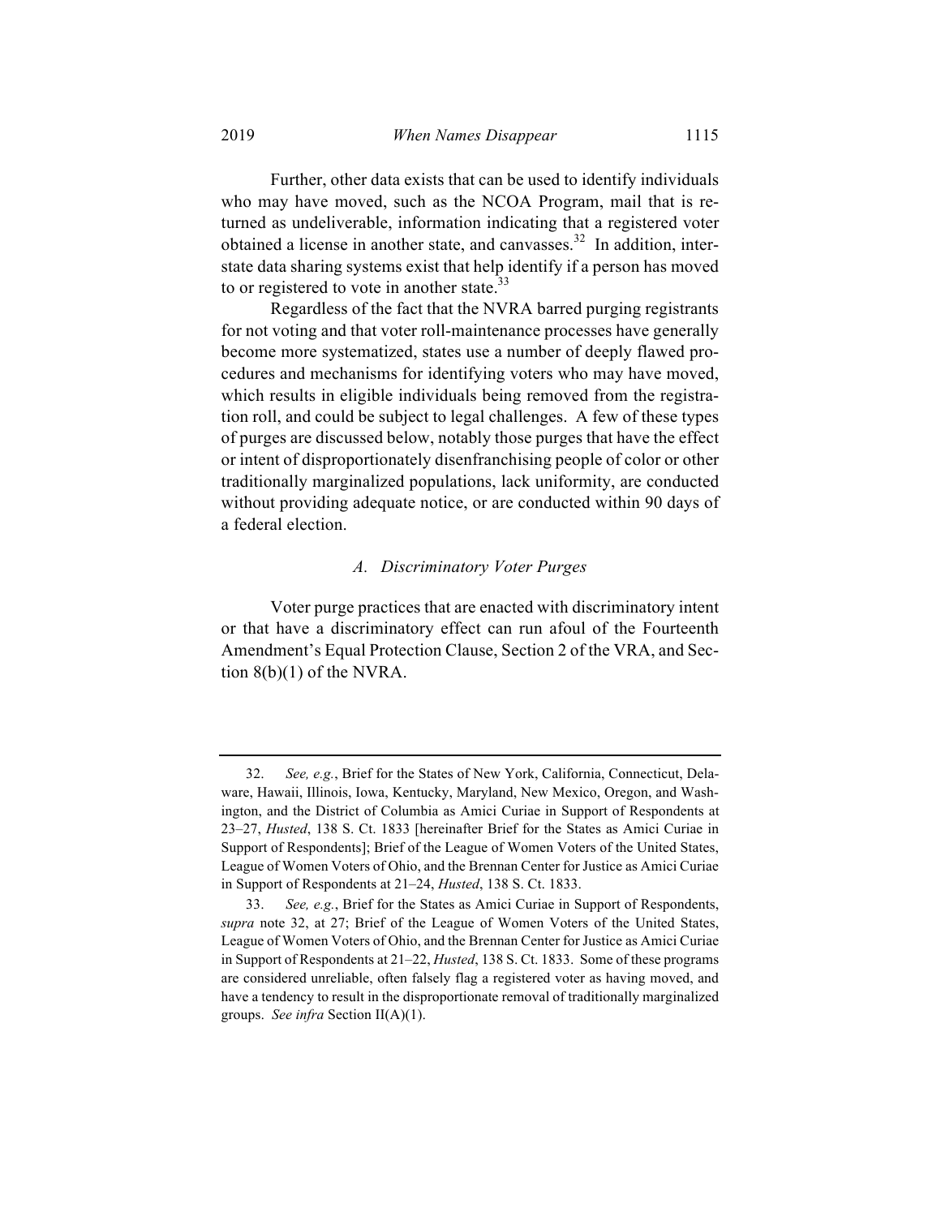Further, other data exists that can be used to identify individuals who may have moved, such as the NCOA Program, mail that is returned as undeliverable, information indicating that a registered voter obtained a license in another state, and canvasses.[32] In addition, interstate data sharing systems exist that help identify if a person has moved to or registered to vote in another state.[33]

Regardless of the fact that the NVRA barred purging registrants for not voting and that voter roll-maintenance processes have generally become more systematized, states use a number of deeply flawed procedures and mechanisms for identifying voters who may have moved, which results in eligible individuals being removed from the registration roll, and could be subject to legal challenges. A few of these types of purges are discussed below, notably those purges that have the effect or intent of disproportionately disenfranchising people of color or other traditionally marginalized populations, lack uniformity, are conducted without providing adequate notice, or are conducted within 90 days of a federal election.

### *A. Discriminatory Voter Purges*

Voter purge practices that are enacted with discriminatory intent or that have a discriminatory effect can run afoul of the Fourteenth Amendment's Equal Protection Clause, Section 2 of the VRA, and Section 8(b)(1) of the NVRA.

---

32. *See, e.g.*, Brief for the States of New York, California, Connecticut, Delaware, Hawaii, Illinois, Iowa, Kentucky, Maryland, New Mexico, Oregon, and Washington, and the District of Columbia as Amici Curiae in Support of Respondents at 23–27, *Husted*, 138 S. Ct. 1833 [hereinafter Brief for the States as Amici Curiae in Support of Respondents]; Brief of the League of Women Voters of the United States, League of Women Voters of Ohio, and the Brennan Center for Justice as Amici Curiae in Support of Respondents at 21–24, *Husted*, 138 S. Ct. 1833.

33. *See, e.g.*, Brief for the States as Amici Curiae in Support of Respondents, *supra* note 32, at 27; Brief of the League of Women Voters of the United States, League of Women Voters of Ohio, and the Brennan Center for Justice as Amici Curiae in Support of Respondents at 21–22, *Husted*, 138 S. Ct. 1833. Some of these programs are considered unreliable, often falsely flag a registered voter as having moved, and have a tendency to result in the disproportionate removal of traditionally marginalized groups. *See infra* Section II(A)(1).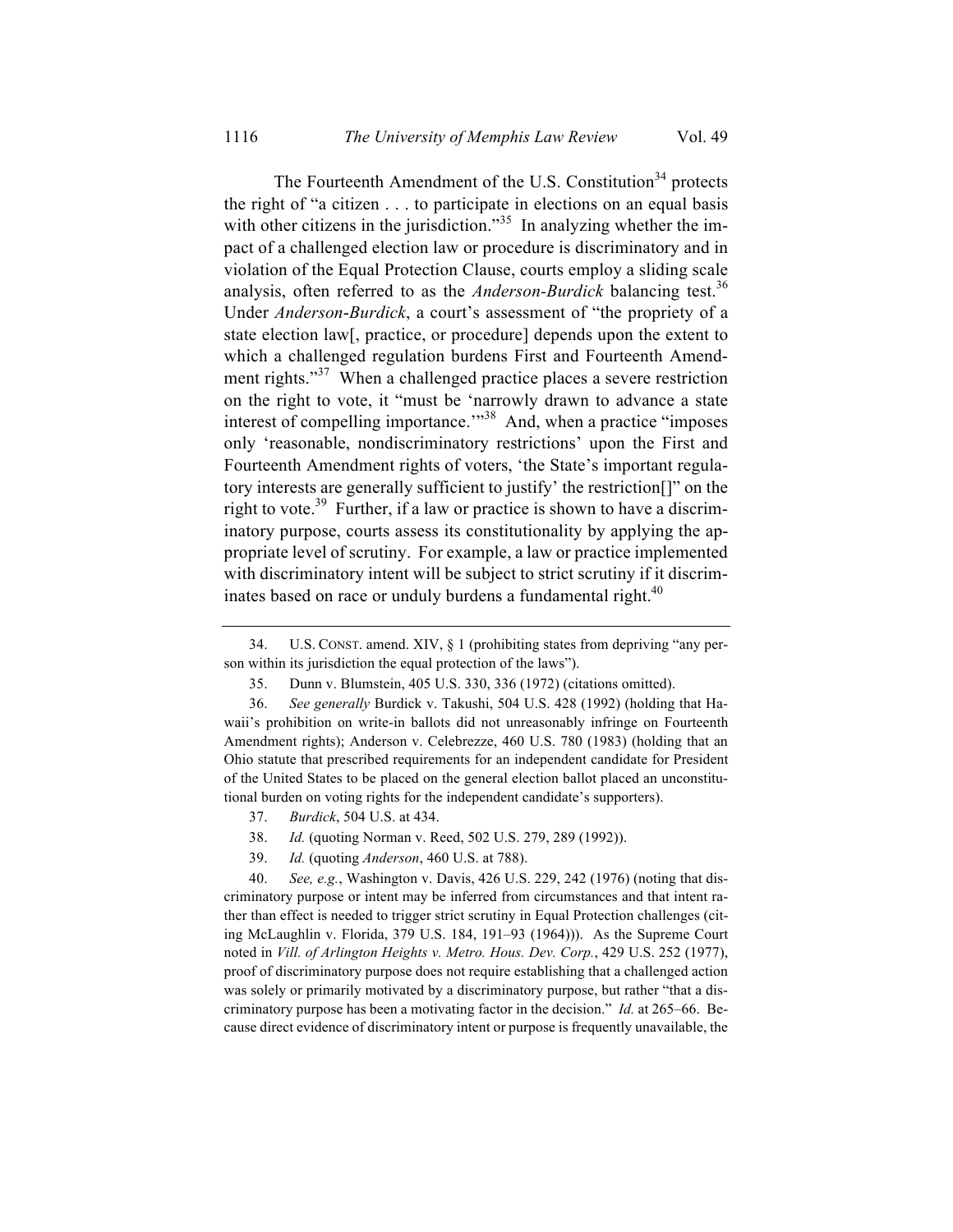The Fourteenth Amendment of the U.S. Constitution[34] protects the right of "a citizen . . . to participate in elections on an equal basis with other citizens in the jurisdiction."[35] In analyzing whether the impact of a challenged election law or procedure is discriminatory and in violation of the Equal Protection Clause, courts employ a sliding scale analysis, often referred to as the *Anderson-Burdick* balancing test.[36] Under *Anderson-Burdick*, a court's assessment of "the propriety of a state election law[, practice, or procedure] depends upon the extent to which a challenged regulation burdens First and Fourteenth Amendment rights."[37] When a challenged practice places a severe restriction on the right to vote, it "must be 'narrowly drawn to advance a state interest of compelling importance.'"[38] And, when a practice "imposes only 'reasonable, nondiscriminatory restrictions' upon the First and Fourteenth Amendment rights of voters, 'the State's important regulatory interests are generally sufficient to justify' the restriction[]" on the right to vote.[39] Further, if a law or practice is shown to have a discriminatory purpose, courts assess its constitutionality by applying the appropriate level of scrutiny. For example, a law or practice implemented with discriminatory intent will be subject to strict scrutiny if it discriminates based on race or unduly burdens a fundamental right.[40]

---

34. U.S. CONST. amend. XIV, § 1 (prohibiting states from depriving "any person within its jurisdiction the equal protection of the laws").

35. Dunn v. Blumstein, 405 U.S. 330, 336 (1972) (citations omitted).

36. *See generally* Burdick v. Takushi, 504 U.S. 428 (1992) (holding that Hawaii's prohibition on write-in ballots did not unreasonably infringe on Fourteenth Amendment rights); Anderson v. Celebrezze, 460 U.S. 780 (1983) (holding that an Ohio statute that prescribed requirements for an independent candidate for President of the United States to be placed on the general election ballot placed an unconstitutional burden on voting rights for the independent candidate's supporters).

37. *Burdick*, 504 U.S. at 434.

38. *Id.* (quoting Norman v. Reed, 502 U.S. 279, 289 (1992)).

39. *Id.* (quoting *Anderson*, 460 U.S. at 788).

40. *See, e.g.*, Washington v. Davis, 426 U.S. 229, 242 (1976) (noting that discriminatory purpose or intent may be inferred from circumstances and that intent rather than effect is needed to trigger strict scrutiny in Equal Protection challenges (citing McLaughlin v. Florida, 379 U.S. 184, 191–93 (1964))). As the Supreme Court noted in *Vill. of Arlington Heights v. Metro. Hous. Dev. Corp.*, 429 U.S. 252 (1977), proof of discriminatory purpose does not require establishing that a challenged action was solely or primarily motivated by a discriminatory purpose, but rather "that a discriminatory purpose has been a motivating factor in the decision." *Id.* at 265–66. Because direct evidence of discriminatory intent or purpose is frequently unavailable, the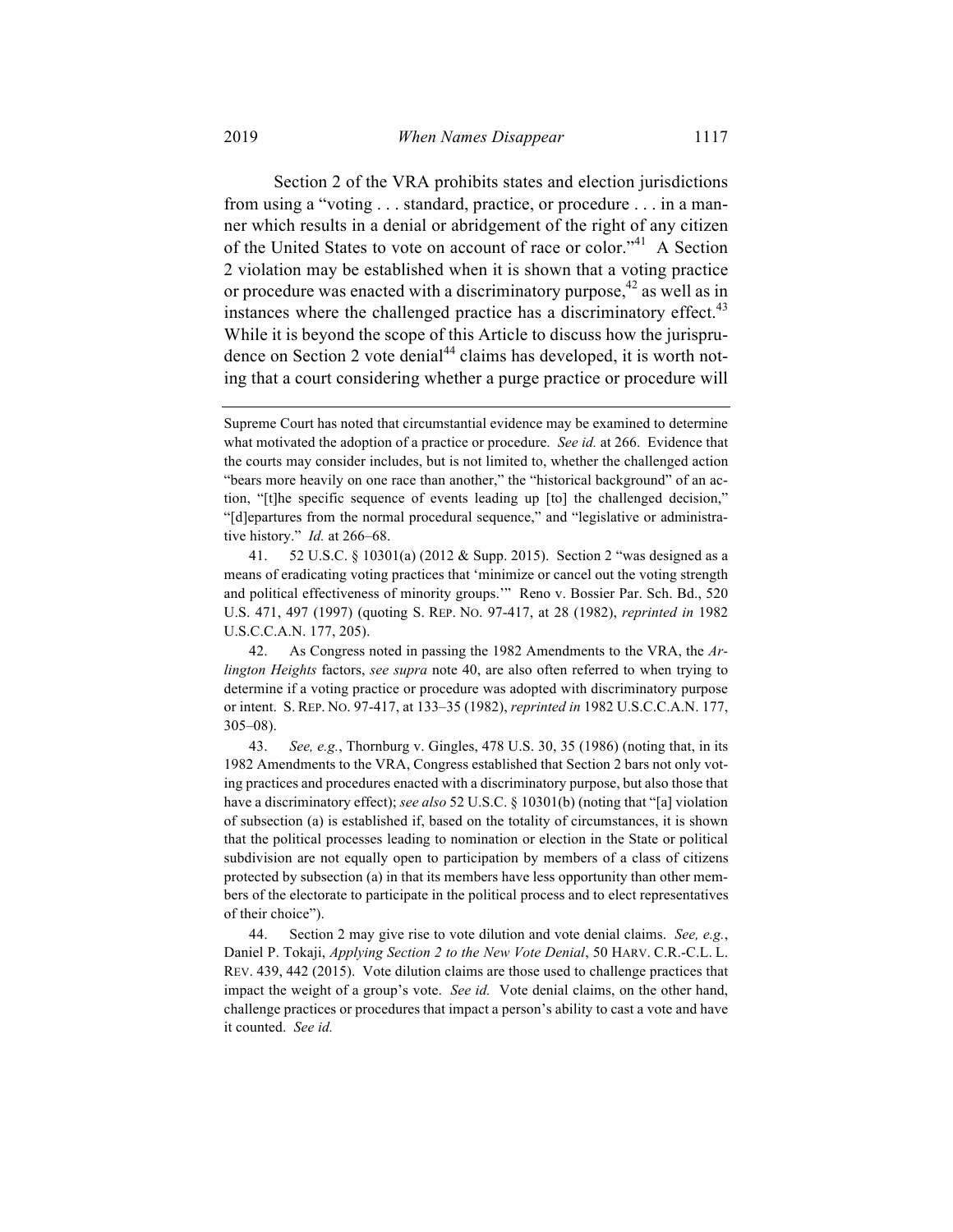Section 2 of the VRA prohibits states and election jurisdictions from using a "voting . . . standard, practice, or procedure . . . in a manner which results in a denial or abridgement of the right of any citizen of the United States to vote on account of race or color."[41] A Section 2 violation may be established when it is shown that a voting practice or procedure was enacted with a discriminatory purpose,[42] as well as in instances where the challenged practice has a discriminatory effect.[43] While it is beyond the scope of this Article to discuss how the jurisprudence on Section 2 vote denial[44] claims has developed, it is worth noting that a court considering whether a purge practice or procedure will

---

Supreme Court has noted that circumstantial evidence may be examined to determine what motivated the adoption of a practice or procedure. *See id.* at 266. Evidence that the courts may consider includes, but is not limited to, whether the challenged action "bears more heavily on one race than another," the "historical background" of an action, "[t]he specific sequence of events leading up [to] the challenged decision," "[d]epartures from the normal procedural sequence," and "legislative or administrative history." *Id.* at 266–68.

41. 52 U.S.C. § 10301(a) (2012 & Supp. 2015). Section 2 "was designed as a means of eradicating voting practices that 'minimize or cancel out the voting strength and political effectiveness of minority groups.'" Reno v. Bossier Par. Sch. Bd., 520 U.S. 471, 497 (1997) (quoting S. REP. NO. 97-417, at 28 (1982), *reprinted in* 1982 U.S.C.C.A.N. 177, 205).

42. As Congress noted in passing the 1982 Amendments to the VRA, the *Arlington Heights* factors, *see supra* note 40, are also often referred to when trying to determine if a voting practice or procedure was adopted with discriminatory purpose or intent. S. REP. NO. 97-417, at 133–35 (1982), *reprinted in* 1982 U.S.C.C.A.N. 177, 305–08).

43. *See, e.g.*, Thornburg v. Gingles, 478 U.S. 30, 35 (1986) (noting that, in its 1982 Amendments to the VRA, Congress established that Section 2 bars not only voting practices and procedures enacted with a discriminatory purpose, but also those that have a discriminatory effect); *see also* 52 U.S.C. § 10301(b) (noting that "[a] violation of subsection (a) is established if, based on the totality of circumstances, it is shown that the political processes leading to nomination or election in the State or political subdivision are not equally open to participation by members of a class of citizens protected by subsection (a) in that its members have less opportunity than other members of the electorate to participate in the political process and to elect representatives of their choice").

44. Section 2 may give rise to vote dilution and vote denial claims. *See, e.g.*, Daniel P. Tokaji, *Applying Section 2 to the New Vote Denial*, 50 HARV. C.R.-C.L. L. REV. 439, 442 (2015). Vote dilution claims are those used to challenge practices that impact the weight of a group's vote. *See id.* Vote denial claims, on the other hand, challenge practices or procedures that impact a person's ability to cast a vote and have it counted. *See id.*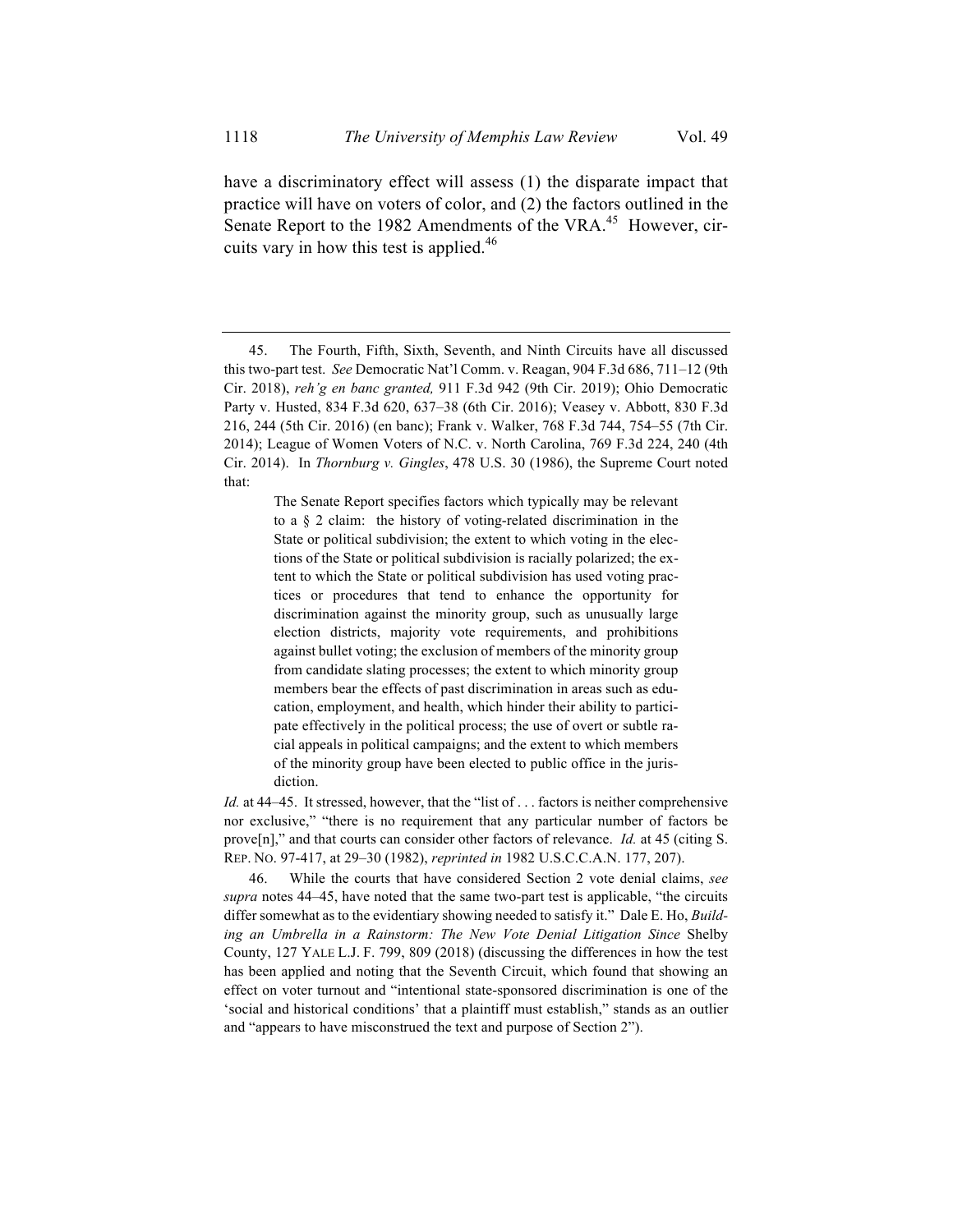have a discriminatory effect will assess (1) the disparate impact that practice will have on voters of color, and (2) the factors outlined in the Senate Report to the 1982 Amendments of the VRA.[45] However, circuits vary in how this test is applied.[46]

---

45. The Fourth, Fifth, Sixth, Seventh, and Ninth Circuits have all discussed this two-part test. *See* Democratic Nat'l Comm. v. Reagan, 904 F.3d 686, 711–12 (9th Cir. 2018), *reh'g en banc granted,* 911 F.3d 942 (9th Cir. 2019); Ohio Democratic Party v. Husted, 834 F.3d 620, 637–38 (6th Cir. 2016); Veasey v. Abbott, 830 F.3d 216, 244 (5th Cir. 2016) (en banc); Frank v. Walker, 768 F.3d 744, 754–55 (7th Cir. 2014); League of Women Voters of N.C. v. North Carolina, 769 F.3d 224, 240 (4th Cir. 2014). In *Thornburg v. Gingles*, 478 U.S. 30 (1986), the Supreme Court noted that:

> The Senate Report specifies factors which typically may be relevant to a § 2 claim: the history of voting-related discrimination in the State or political subdivision; the extent to which voting in the elections of the State or political subdivision is racially polarized; the extent to which the State or political subdivision has used voting practices or procedures that tend to enhance the opportunity for discrimination against the minority group, such as unusually large election districts, majority vote requirements, and prohibitions against bullet voting; the exclusion of members of the minority group from candidate slating processes; the extent to which minority group members bear the effects of past discrimination in areas such as education, employment, and health, which hinder their ability to participate effectively in the political process; the use of overt or subtle racial appeals in political campaigns; and the extent to which members of the minority group have been elected to public office in the jurisdiction.

*Id.* at 44–45. It stressed, however, that the "list of . . . factors is neither comprehensive nor exclusive," "there is no requirement that any particular number of factors be prove[n]," and that courts can consider other factors of relevance. *Id.* at 45 (citing S. REP. NO. 97-417, at 29–30 (1982), *reprinted in* 1982 U.S.C.C.A.N. 177, 207).

46. While the courts that have considered Section 2 vote denial claims, *see supra* notes 44–45, have noted that the same two-part test is applicable, "the circuits differ somewhat as to the evidentiary showing needed to satisfy it." Dale E. Ho, *Building an Umbrella in a Rainstorm: The New Vote Denial Litigation Since* Shelby County, 127 YALE L.J. F. 799, 809 (2018) (discussing the differences in how the test has been applied and noting that the Seventh Circuit, which found that showing an effect on voter turnout and "intentional state-sponsored discrimination is one of the 'social and historical conditions' that a plaintiff must establish," stands as an outlier and "appears to have misconstrued the text and purpose of Section 2").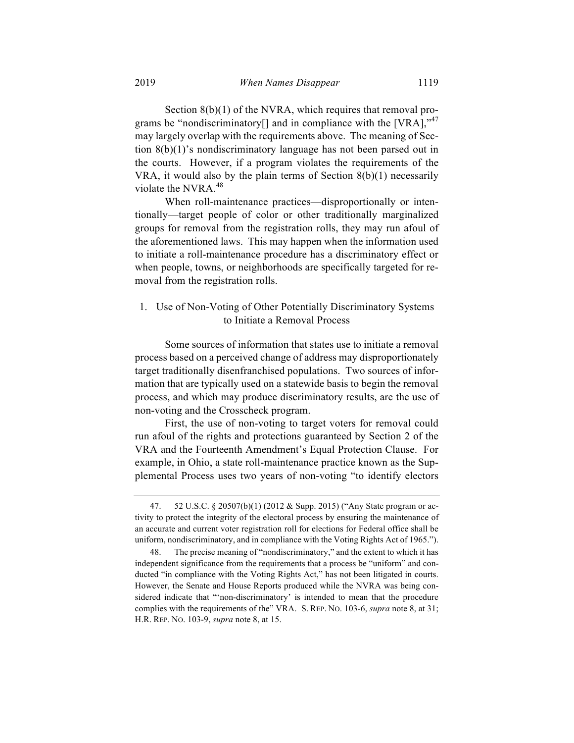Section 8(b)(1) of the NVRA, which requires that removal programs be "nondiscriminatory[] and in compliance with the [VRA],"[47] may largely overlap with the requirements above. The meaning of Section 8(b)(1)'s nondiscriminatory language has not been parsed out in the courts. However, if a program violates the requirements of the VRA, it would also by the plain terms of Section 8(b)(1) necessarily violate the NVRA.[48]

When roll-maintenance practices—disproportionally or intentionally—target people of color or other traditionally marginalized groups for removal from the registration rolls, they may run afoul of the aforementioned laws. This may happen when the information used to initiate a roll-maintenance procedure has a discriminatory effect or when people, towns, or neighborhoods are specifically targeted for removal from the registration rolls.

### 1. Use of Non-Voting of Other Potentially Discriminatory Systems to Initiate a Removal Process

Some sources of information that states use to initiate a removal process based on a perceived change of address may disproportionately target traditionally disenfranchised populations. Two sources of information that are typically used on a statewide basis to begin the removal process, and which may produce discriminatory results, are the use of non-voting and the Crosscheck program.

First, the use of non-voting to target voters for removal could run afoul of the rights and protections guaranteed by Section 2 of the VRA and the Fourteenth Amendment's Equal Protection Clause. For example, in Ohio, a state roll-maintenance practice known as the Supplemental Process uses two years of non-voting "to identify electors

---

47. 52 U.S.C. § 20507(b)(1) (2012 & Supp. 2015) ("Any State program or activity to protect the integrity of the electoral process by ensuring the maintenance of an accurate and current voter registration roll for elections for Federal office shall be uniform, nondiscriminatory, and in compliance with the Voting Rights Act of 1965.").

48. The precise meaning of "nondiscriminatory," and the extent to which it has independent significance from the requirements that a process be "uniform" and conducted "in compliance with the Voting Rights Act," has not been litigated in courts. However, the Senate and House Reports produced while the NVRA was being considered indicate that "'non-discriminatory' is intended to mean that the procedure complies with the requirements of the" VRA. S. REP. NO. 103-6, *supra* note 8, at 31; H.R. REP. NO. 103-9, *supra* note 8, at 15.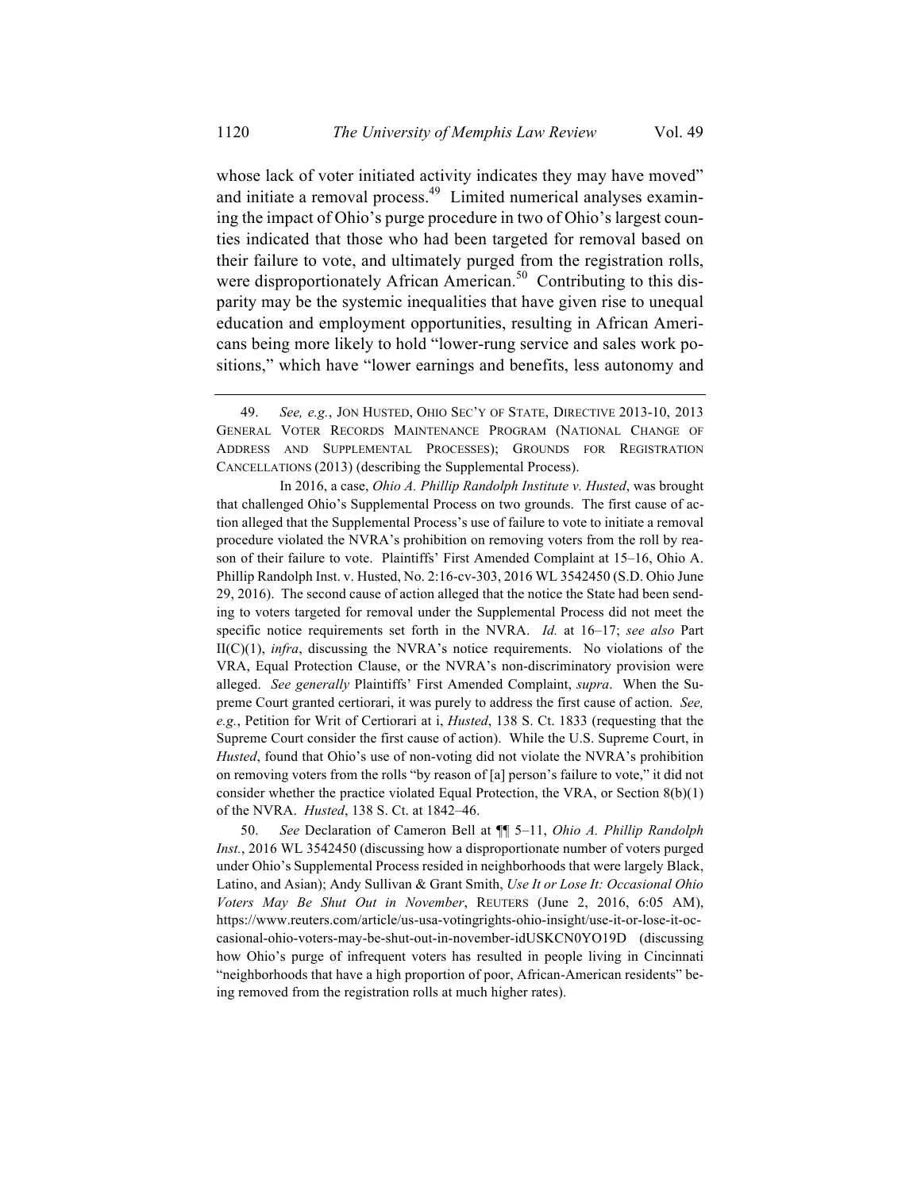whose lack of voter initiated activity indicates they may have moved" and initiate a removal process.[49] Limited numerical analyses examining the impact of Ohio's purge procedure in two of Ohio's largest counties indicated that those who had been targeted for removal based on their failure to vote, and ultimately purged from the registration rolls, were disproportionately African American.[50] Contributing to this disparity may be the systemic inequalities that have given rise to unequal education and employment opportunities, resulting in African Americans being more likely to hold "lower-rung service and sales work positions," which have "lower earnings and benefits, less autonomy and

---

49. *See, e.g.*, JON HUSTED, OHIO SEC'Y OF STATE, DIRECTIVE 2013-10, 2013 GENERAL VOTER RECORDS MAINTENANCE PROGRAM (NATIONAL CHANGE OF ADDRESS AND SUPPLEMENTAL PROCESSES); GROUNDS FOR REGISTRATION CANCELLATIONS (2013) (describing the Supplemental Process).

In 2016, a case, *Ohio A. Phillip Randolph Institute v. Husted*, was brought that challenged Ohio's Supplemental Process on two grounds. The first cause of action alleged that the Supplemental Process's use of failure to vote to initiate a removal procedure violated the NVRA's prohibition on removing voters from the roll by reason of their failure to vote. Plaintiffs' First Amended Complaint at 15–16, Ohio A. Phillip Randolph Inst. v. Husted, No. 2:16-cv-303, 2016 WL 3542450 (S.D. Ohio June 29, 2016). The second cause of action alleged that the notice the State had been sending to voters targeted for removal under the Supplemental Process did not meet the specific notice requirements set forth in the NVRA. *Id.* at 16–17; *see also* Part II(C)(1), *infra*, discussing the NVRA's notice requirements. No violations of the VRA, Equal Protection Clause, or the NVRA's non-discriminatory provision were alleged. *See generally* Plaintiffs' First Amended Complaint, *supra*. When the Supreme Court granted certiorari, it was purely to address the first cause of action. *See, e.g.*, Petition for Writ of Certiorari at i, *Husted*, 138 S. Ct. 1833 (requesting that the Supreme Court consider the first cause of action). While the U.S. Supreme Court, in *Husted*, found that Ohio's use of non-voting did not violate the NVRA's prohibition on removing voters from the rolls "by reason of [a] person's failure to vote," it did not consider whether the practice violated Equal Protection, the VRA, or Section 8(b)(1) of the NVRA. *Husted*, 138 S. Ct. at 1842–46.

50. *See* Declaration of Cameron Bell at ¶¶ 5–11, *Ohio A. Phillip Randolph Inst.*, 2016 WL 3542450 (discussing how a disproportionate number of voters purged under Ohio's Supplemental Process resided in neighborhoods that were largely Black, Latino, and Asian); Andy Sullivan & Grant Smith, *Use It or Lose It: Occasional Ohio Voters May Be Shut Out in November*, REUTERS (June 2, 2016, 6:05 AM), https://www.reuters.com/article/us-usa-votingrights-ohio-insight/use-it-or-lose-it-occasional-ohio-voters-may-be-shut-out-in-november-idUSKCN0YO19D (discussing how Ohio's purge of infrequent voters has resulted in people living in Cincinnati "neighborhoods that have a high proportion of poor, African-American residents" being removed from the registration rolls at much higher rates).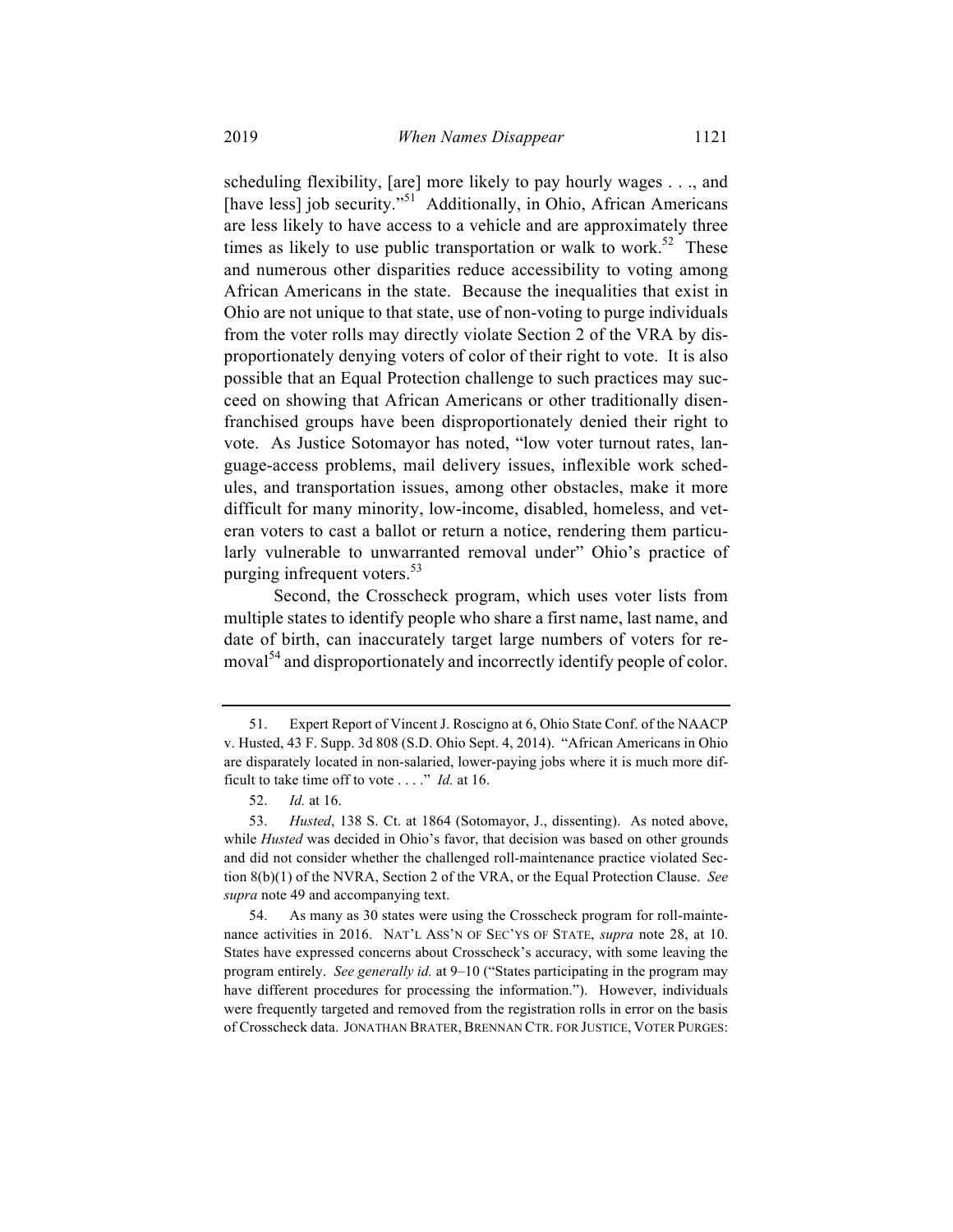scheduling flexibility, [are] more likely to pay hourly wages . . ., and [have less] job security."[51] Additionally, in Ohio, African Americans are less likely to have access to a vehicle and are approximately three times as likely to use public transportation or walk to work.[52] These and numerous other disparities reduce accessibility to voting among African Americans in the state. Because the inequalities that exist in Ohio are not unique to that state, use of non-voting to purge individuals from the voter rolls may directly violate Section 2 of the VRA by disproportionately denying voters of color of their right to vote. It is also possible that an Equal Protection challenge to such practices may succeed on showing that African Americans or other traditionally disenfranchised groups have been disproportionately denied their right to vote. As Justice Sotomayor has noted, "low voter turnout rates, language-access problems, mail delivery issues, inflexible work schedules, and transportation issues, among other obstacles, make it more difficult for many minority, low-income, disabled, homeless, and veteran voters to cast a ballot or return a notice, rendering them particularly vulnerable to unwarranted removal under" Ohio's practice of purging infrequent voters.[53]

Second, the Crosscheck program, which uses voter lists from multiple states to identify people who share a first name, last name, and date of birth, can inaccurately target large numbers of voters for removal[54] and disproportionately and incorrectly identify people of color.

---

51. Expert Report of Vincent J. Roscigno at 6, Ohio State Conf. of the NAACP v. Husted, 43 F. Supp. 3d 808 (S.D. Ohio Sept. 4, 2014). "African Americans in Ohio are disparately located in non-salaried, lower-paying jobs where it is much more difficult to take time off to vote . . . ." *Id.* at 16.

52. *Id.* at 16.

53. *Husted*, 138 S. Ct. at 1864 (Sotomayor, J., dissenting). As noted above, while *Husted* was decided in Ohio's favor, that decision was based on other grounds and did not consider whether the challenged roll-maintenance practice violated Section 8(b)(1) of the NVRA, Section 2 of the VRA, or the Equal Protection Clause. *See supra* note 49 and accompanying text.

54. As many as 30 states were using the Crosscheck program for roll-maintenance activities in 2016. NAT'L ASS'N OF SEC'YS OF STATE, *supra* note 28, at 10. States have expressed concerns about Crosscheck's accuracy, with some leaving the program entirely. *See generally id.* at 9–10 ("States participating in the program may have different procedures for processing the information."). However, individuals were frequently targeted and removed from the registration rolls in error on the basis of Crosscheck data. JONATHAN BRATER, BRENNAN CTR. FOR JUSTICE, VOTER PURGES: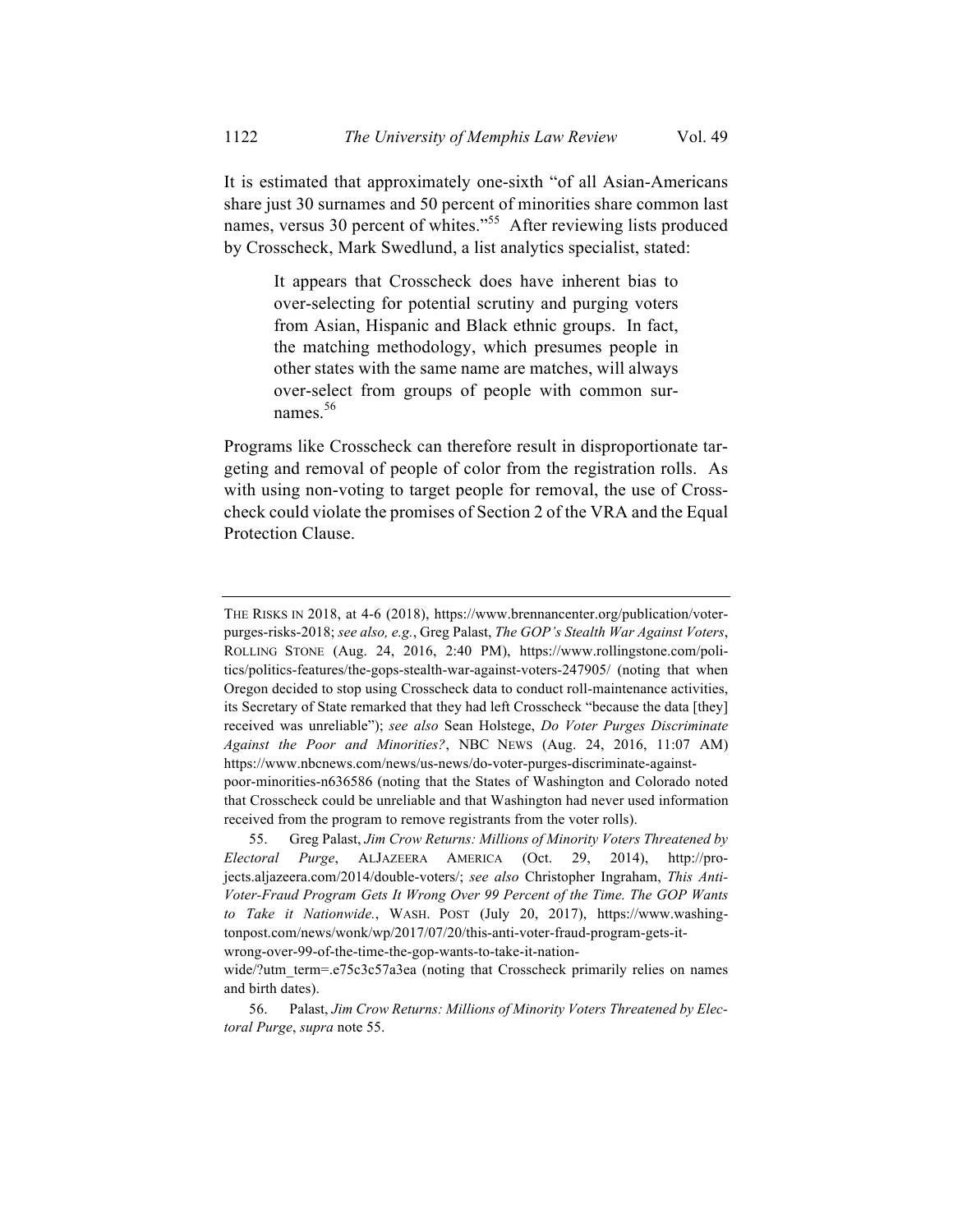It is estimated that approximately one-sixth "of all Asian-Americans share just 30 surnames and 50 percent of minorities share common last names, versus 30 percent of whites."[55] After reviewing lists produced by Crosscheck, Mark Swedlund, a list analytics specialist, stated:

> It appears that Crosscheck does have inherent bias to over-selecting for potential scrutiny and purging voters from Asian, Hispanic and Black ethnic groups. In fact, the matching methodology, which presumes people in other states with the same name are matches, will always over-select from groups of people with common surnames.[56]

Programs like Crosscheck can therefore result in disproportionate targeting and removal of people of color from the registration rolls. As with using non-voting to target people for removal, the use of Crosscheck could violate the promises of Section 2 of the VRA and the Equal Protection Clause.

---

THE RISKS IN 2018, at 4-6 (2018), https://www.brennancenter.org/publication/voter-purges-risks-2018; *see also, e.g.*, Greg Palast, *The GOP's Stealth War Against Voters*, ROLLING STONE (Aug. 24, 2016, 2:40 PM), https://www.rollingstone.com/politics/politics-features/the-gops-stealth-war-against-voters-247905/ (noting that when Oregon decided to stop using Crosscheck data to conduct roll-maintenance activities, its Secretary of State remarked that they had left Crosscheck "because the data [they] received was unreliable"); *see also* Sean Holstege, *Do Voter Purges Discriminate Against the Poor and Minorities?*, NBC NEWS (Aug. 24, 2016, 11:07 AM) https://www.nbcnews.com/news/us-news/do-voter-purges-discriminate-against-poor-minorities-n636586 (noting that the States of Washington and Colorado noted that Crosscheck could be unreliable and that Washington had never used information received from the program to remove registrants from the voter rolls).

55. Greg Palast, *Jim Crow Returns: Millions of Minority Voters Threatened by Electoral Purge*, ALJAZEERA AMERICA (Oct. 29, 2014), http://projects.aljazeera.com/2014/double-voters/; *see also* Christopher Ingraham, *This Anti-Voter-Fraud Program Gets It Wrong Over 99 Percent of the Time. The GOP Wants to Take it Nationwide.*, WASH. POST (July 20, 2017), https://www.washingtonpost.com/news/wonk/wp/2017/07/20/this-anti-voter-fraud-program-gets-it-wrong-over-99-of-the-time-the-gop-wants-to-take-it-nationwide/?utm_term=.e75c3c57a3ea (noting that Crosscheck primarily relies on names and birth dates).

56. Palast, *Jim Crow Returns: Millions of Minority Voters Threatened by Electoral Purge*, *supra* note 55.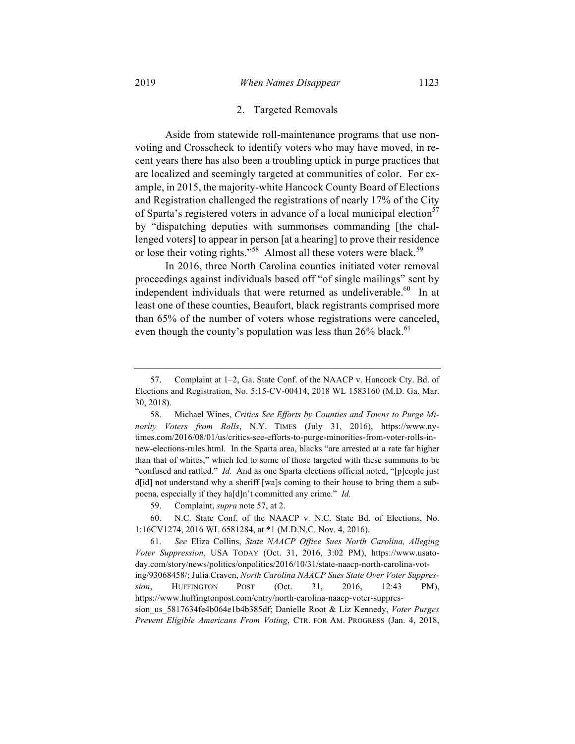### 2. Targeted Removals

Aside from statewide roll-maintenance programs that use non-voting and Crosscheck to identify voters who may have moved, in recent years there has also been a troubling uptick in purge practices that are localized and seemingly targeted at communities of color. For example, in 2015, the majority-white Hancock County Board of Elections and Registration challenged the registrations of nearly 17% of the City of Sparta's registered voters in advance of a local municipal election[57] by "dispatching deputies with summonses commanding [the challenged voters] to appear in person [at a hearing] to prove their residence or lose their voting rights."[58] Almost all these voters were black.[59]

In 2016, three North Carolina counties initiated voter removal proceedings against individuals based off "of single mailings" sent by independent individuals that were returned as undeliverable.[60] In at least one of these counties, Beaufort, black registrants comprised more than 65% of the number of voters whose registrations were canceled, even though the county's population was less than 26% black.[61]

---

57. Complaint at 1–2, Ga. State Conf. of the NAACP v. Hancock Cty. Bd. of Elections and Registration, No. 5:15-CV-00414, 2018 WL 1583160 (M.D. Ga. Mar. 30, 2018).

58. Michael Wines, *Critics See Efforts by Counties and Towns to Purge Minority Voters from Rolls*, N.Y. TIMES (July 31, 2016), https://www.nytimes.com/2016/08/01/us/critics-see-efforts-to-purge-minorities-from-voter-rolls-in-new-elections-rules.html. In the Sparta area, blacks "are arrested at a rate far higher than that of whites," which led to some of those targeted with these summons to be "confused and rattled." *Id.* And as one Sparta elections official noted, "[p]eople just d[id] not understand why a sheriff [wa]s coming to their house to bring them a subpoena, especially if they ha[d]n't committed any crime." *Id.*

59. Complaint, *supra* note 57, at 2.

60. N.C. State Conf. of the NAACP v. N.C. State Bd. of Elections, No. 1:16CV1274, 2016 WL 6581284, at *1 (M.D.N.C. Nov. 4, 2016).

61. *See* Eliza Collins, *State NAACP Office Sues North Carolina, Alleging Voter Suppression*, USA TODAY (Oct. 31, 2016, 3:02 PM), https://www.usatoday.com/story/news/politics/onpolitics/2016/10/31/state-naacp-north-carolina-voting/93068458/; Julia Craven, *North Carolina NAACP Sues State Over Voter Suppression*, HUFFINGTON POST (Oct. 31, 2016, 12:43 PM), https://www.huffingtonpost.com/entry/north-carolina-naacp-voter-suppression_us_5817634fe4b064e1b4b385df; Danielle Root & Liz Kennedy, *Voter Purges Prevent Eligible Americans From Voting*, CTR. FOR AM. PROGRESS (Jan. 4, 2018,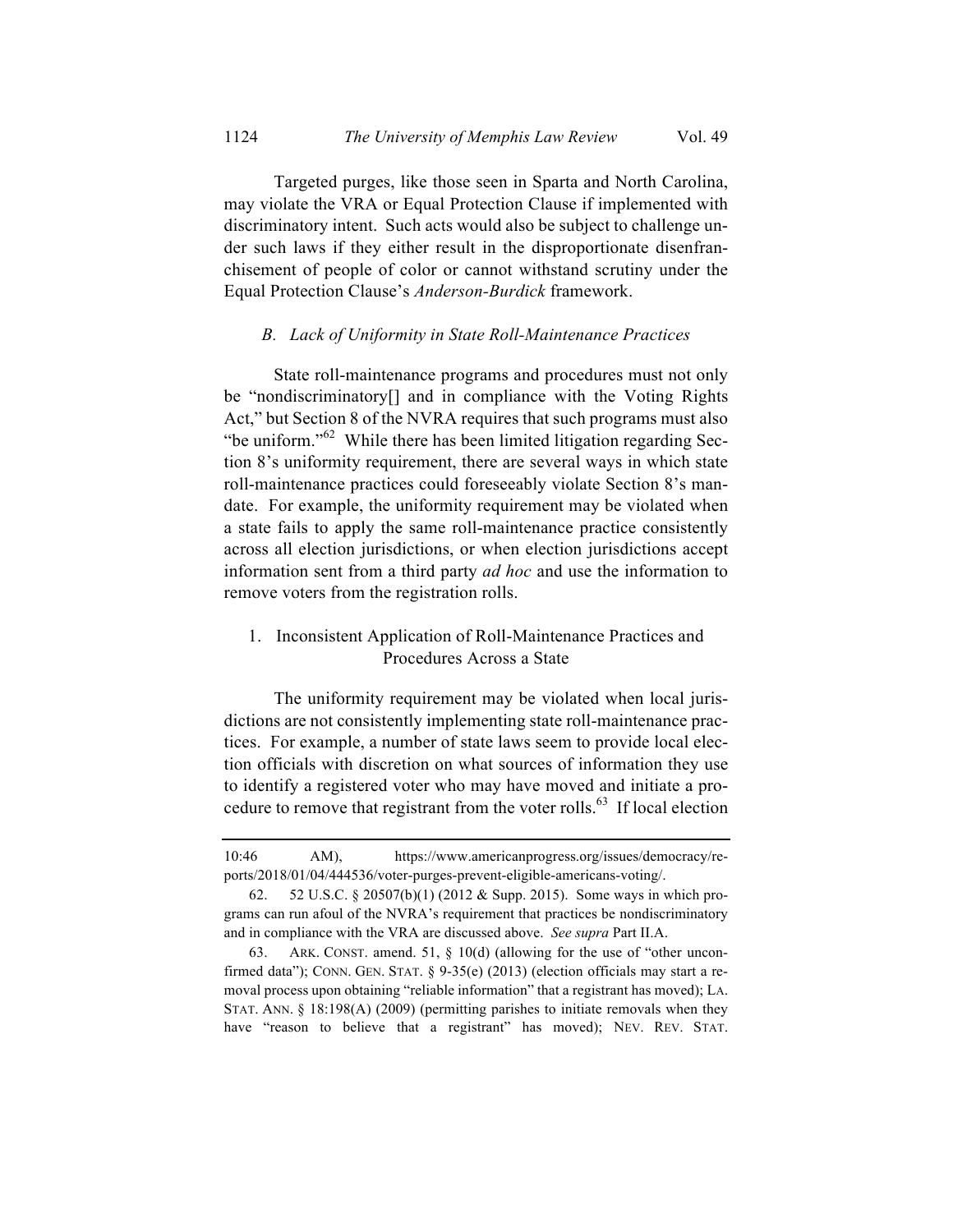Targeted purges, like those seen in Sparta and North Carolina, may violate the VRA or Equal Protection Clause if implemented with discriminatory intent. Such acts would also be subject to challenge under such laws if they either result in the disproportionate disenfranchisement of people of color or cannot withstand scrutiny under the Equal Protection Clause's *Anderson-Burdick* framework.

### *B. Lack of Uniformity in State Roll-Maintenance Practices*

State roll-maintenance programs and procedures must not only be "nondiscriminatory[] and in compliance with the Voting Rights Act," but Section 8 of the NVRA requires that such programs must also "be uniform."[62] While there has been limited litigation regarding Section 8's uniformity requirement, there are several ways in which state roll-maintenance practices could foreseeably violate Section 8's mandate. For example, the uniformity requirement may be violated when a state fails to apply the same roll-maintenance practice consistently across all election jurisdictions, or when election jurisdictions accept information sent from a third party *ad hoc* and use the information to remove voters from the registration rolls.

#### 1. Inconsistent Application of Roll-Maintenance Practices and Procedures Across a State

The uniformity requirement may be violated when local jurisdictions are not consistently implementing state roll-maintenance practices. For example, a number of state laws seem to provide local election officials with discretion on what sources of information they use to identify a registered voter who may have moved and initiate a procedure to remove that registrant from the voter rolls.[63] If local election

---

10:46 AM), https://www.americanprogress.org/issues/democracy/reports/2018/01/04/444536/voter-purges-prevent-eligible-americans-voting/.

62. 52 U.S.C. § 20507(b)(1) (2012 & Supp. 2015). Some ways in which programs can run afoul of the NVRA's requirement that practices be nondiscriminatory and in compliance with the VRA are discussed above. *See supra* Part II.A.

63. ARK. CONST. amend. 51, § 10(d) (allowing for the use of "other unconfirmed data"); CONN. GEN. STAT. § 9-35(e) (2013) (election officials may start a removal process upon obtaining "reliable information" that a registrant has moved); LA. STAT. ANN. § 18:198(A) (2009) (permitting parishes to initiate removals when they have "reason to believe that a registrant" has moved); NEV. REV. STAT.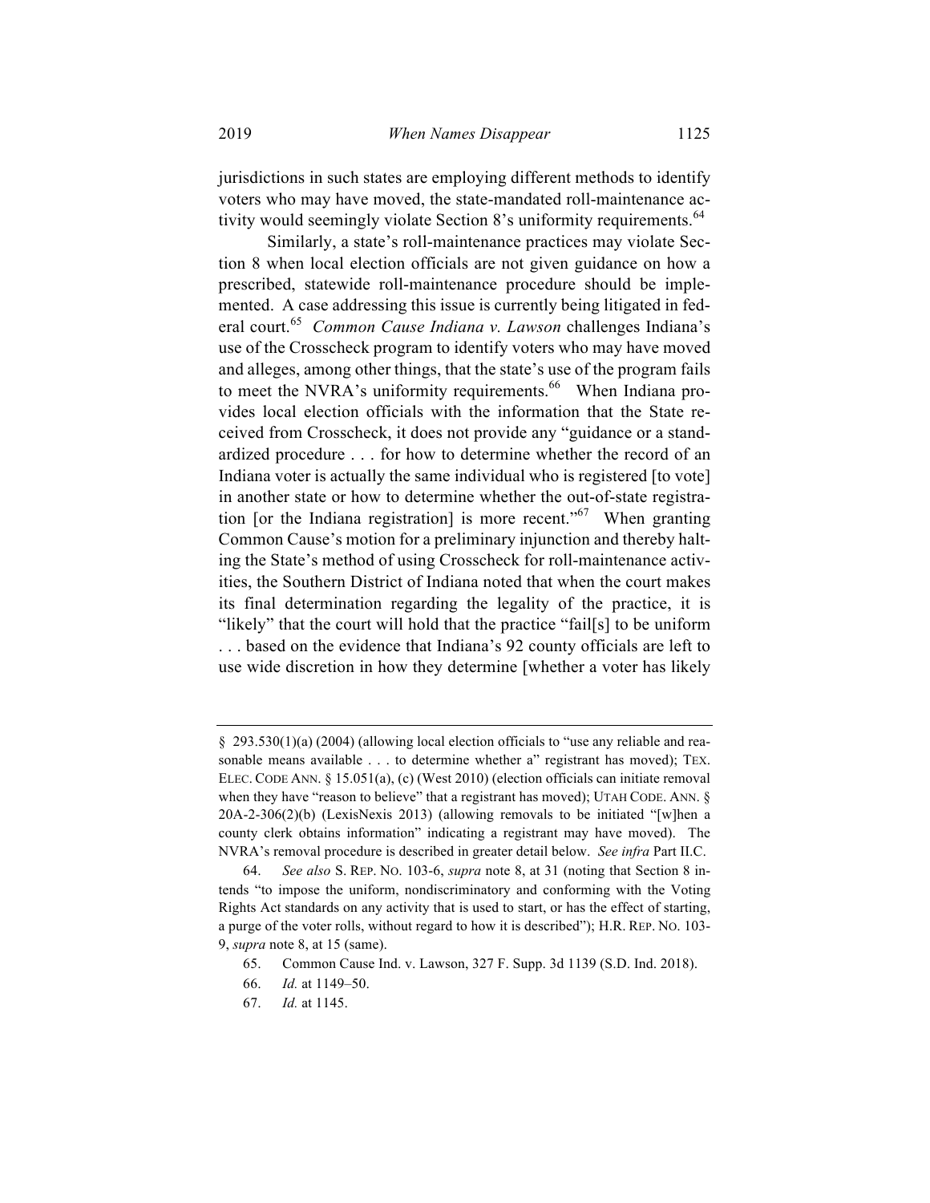jurisdictions in such states are employing different methods to identify voters who may have moved, the state-mandated roll-maintenance activity would seemingly violate Section 8's uniformity requirements.[64]

Similarly, a state's roll-maintenance practices may violate Section 8 when local election officials are not given guidance on how a prescribed, statewide roll-maintenance procedure should be implemented. A case addressing this issue is currently being litigated in federal court.[65] *Common Cause Indiana v. Lawson* challenges Indiana's use of the Crosscheck program to identify voters who may have moved and alleges, among other things, that the state's use of the program fails to meet the NVRA's uniformity requirements.[66] When Indiana provides local election officials with the information that the State received from Crosscheck, it does not provide any "guidance or a standardized procedure . . . for how to determine whether the record of an Indiana voter is actually the same individual who is registered [to vote] in another state or how to determine whether the out-of-state registration [or the Indiana registration] is more recent."[67] When granting Common Cause's motion for a preliminary injunction and thereby halting the State's method of using Crosscheck for roll-maintenance activities, the Southern District of Indiana noted that when the court makes its final determination regarding the legality of the practice, it is "likely" that the court will hold that the practice "fail[s] to be uniform . . . based on the evidence that Indiana's 92 county officials are left to use wide discretion in how they determine [whether a voter has likely

---

§ 293.530(1)(a) (2004) (allowing local election officials to "use any reliable and reasonable means available . . . to determine whether a" registrant has moved); TEX. ELEC. CODE ANN. § 15.051(a), (c) (West 2010) (election officials can initiate removal when they have "reason to believe" that a registrant has moved); UTAH CODE. ANN. § 20A-2-306(2)(b) (LexisNexis 2013) (allowing removals to be initiated "[w]hen a county clerk obtains information" indicating a registrant may have moved). The NVRA's removal procedure is described in greater detail below. *See infra* Part II.C.

64. *See also* S. REP. NO. 103-6, *supra* note 8, at 31 (noting that Section 8 intends "to impose the uniform, nondiscriminatory and conforming with the Voting Rights Act standards on any activity that is used to start, or has the effect of starting, a purge of the voter rolls, without regard to how it is described"); H.R. REP. NO. 103-9, *supra* note 8, at 15 (same).

65. Common Cause Ind. v. Lawson, 327 F. Supp. 3d 1139 (S.D. Ind. 2018).

66. *Id.* at 1149–50.

67. *Id.* at 1145.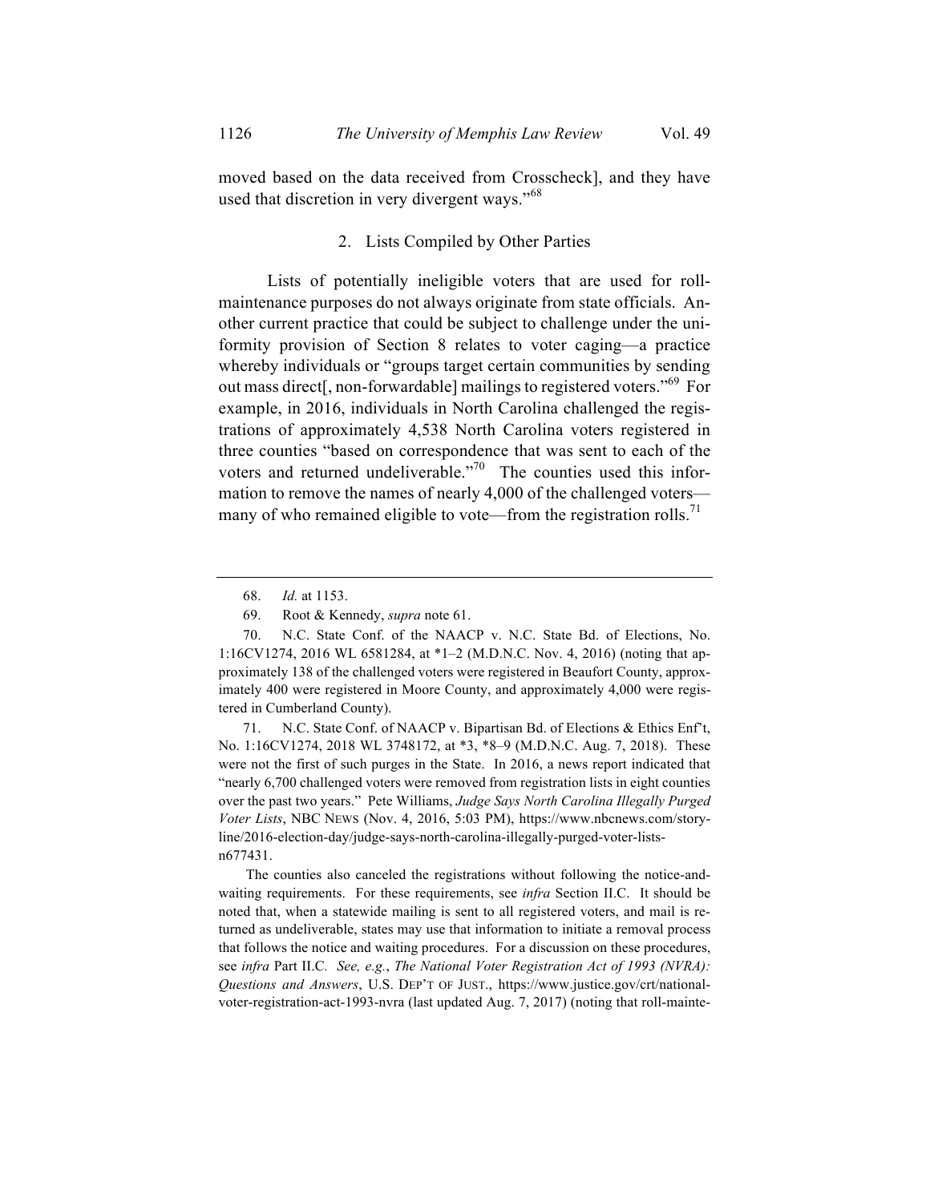moved based on the data received from Crosscheck], and they have used that discretion in very divergent ways."[68]

### 2. Lists Compiled by Other Parties

Lists of potentially ineligible voters that are used for roll-maintenance purposes do not always originate from state officials. Another current practice that could be subject to challenge under the uniformity provision of Section 8 relates to voter caging—a practice whereby individuals or "groups target certain communities by sending out mass direct[, non-forwardable] mailings to registered voters."[69] For example, in 2016, individuals in North Carolina challenged the registrations of approximately 4,538 North Carolina voters registered in three counties "based on correspondence that was sent to each of the voters and returned undeliverable."[70] The counties used this information to remove the names of nearly 4,000 of the challenged voters—many of who remained eligible to vote—from the registration rolls.[71]

---

68. *Id.* at 1153.

69. Root & Kennedy, *supra* note 61.

70. N.C. State Conf. of the NAACP v. N.C. State Bd. of Elections, No. 1:16CV1274, 2016 WL 6581284, at *1–2 (M.D.N.C. Nov. 4, 2016) (noting that approximately 138 of the challenged voters were registered in Beaufort County, approximately 400 were registered in Moore County, and approximately 4,000 were registered in Cumberland County).

71. N.C. State Conf. of NAACP v. Bipartisan Bd. of Elections & Ethics Enf't, No. 1:16CV1274, 2018 WL 3748172, at *3, *8–9 (M.D.N.C. Aug. 7, 2018). These were not the first of such purges in the State. In 2016, a news report indicated that "nearly 6,700 challenged voters were removed from registration lists in eight counties over the past two years." Pete Williams, *Judge Says North Carolina Illegally Purged Voter Lists*, NBC NEWS (Nov. 4, 2016, 5:03 PM), https://www.nbcnews.com/storyline/2016-election-day/judge-says-north-carolina-illegally-purged-voter-lists-n677431.

The counties also canceled the registrations without following the notice-and-waiting requirements. For these requirements, see *infra* Section II.C. It should be noted that, when a statewide mailing is sent to all registered voters, and mail is returned as undeliverable, states may use that information to initiate a removal process that follows the notice and waiting procedures. For a discussion on these procedures, see *infra* Part II.C. *See, e.g.*, *The National Voter Registration Act of 1993 (NVRA): Questions and Answers*, U.S. DEP'T OF JUST., https://www.justice.gov/crt/national-voter-registration-act-1993-nvra (last updated Aug. 7, 2017) (noting that roll-mainte-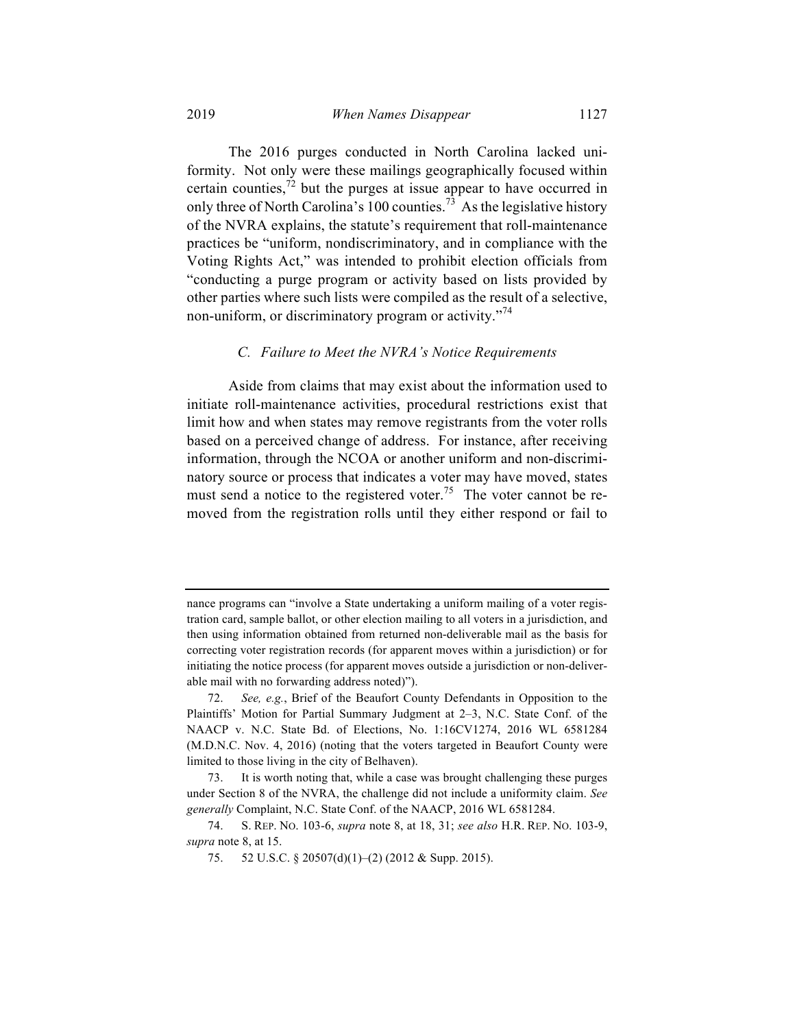The 2016 purges conducted in North Carolina lacked uniformity. Not only were these mailings geographically focused within certain counties,[72] but the purges at issue appear to have occurred in only three of North Carolina's 100 counties.[73] As the legislative history of the NVRA explains, the statute's requirement that roll-maintenance practices be "uniform, nondiscriminatory, and in compliance with the Voting Rights Act," was intended to prohibit election officials from "conducting a purge program or activity based on lists provided by other parties where such lists were compiled as the result of a selective, non-uniform, or discriminatory program or activity."[74]

### *C. Failure to Meet the NVRA's Notice Requirements*

Aside from claims that may exist about the information used to initiate roll-maintenance activities, procedural restrictions exist that limit how and when states may remove registrants from the voter rolls based on a perceived change of address. For instance, after receiving information, through the NCOA or another uniform and non-discriminatory source or process that indicates a voter may have moved, states must send a notice to the registered voter.[75] The voter cannot be removed from the registration rolls until they either respond or fail to

---

nance programs can "involve a State undertaking a uniform mailing of a voter registration card, sample ballot, or other election mailing to all voters in a jurisdiction, and then using information obtained from returned non-deliverable mail as the basis for correcting voter registration records (for apparent moves within a jurisdiction) or for initiating the notice process (for apparent moves outside a jurisdiction or non-deliverable mail with no forwarding address noted)").

72. *See, e.g.*, Brief of the Beaufort County Defendants in Opposition to the Plaintiffs' Motion for Partial Summary Judgment at 2–3, N.C. State Conf. of the NAACP v. N.C. State Bd. of Elections, No. 1:16CV1274, 2016 WL 6581284 (M.D.N.C. Nov. 4, 2016) (noting that the voters targeted in Beaufort County were limited to those living in the city of Belhaven).

73. It is worth noting that, while a case was brought challenging these purges under Section 8 of the NVRA, the challenge did not include a uniformity claim. *See generally* Complaint, N.C. State Conf. of the NAACP, 2016 WL 6581284.

74. S. REP. NO. 103-6, *supra* note 8, at 18, 31; *see also* H.R. REP. NO. 103-9, *supra* note 8, at 15.

75. 52 U.S.C. § 20507(d)(1)–(2) (2012 & Supp. 2015).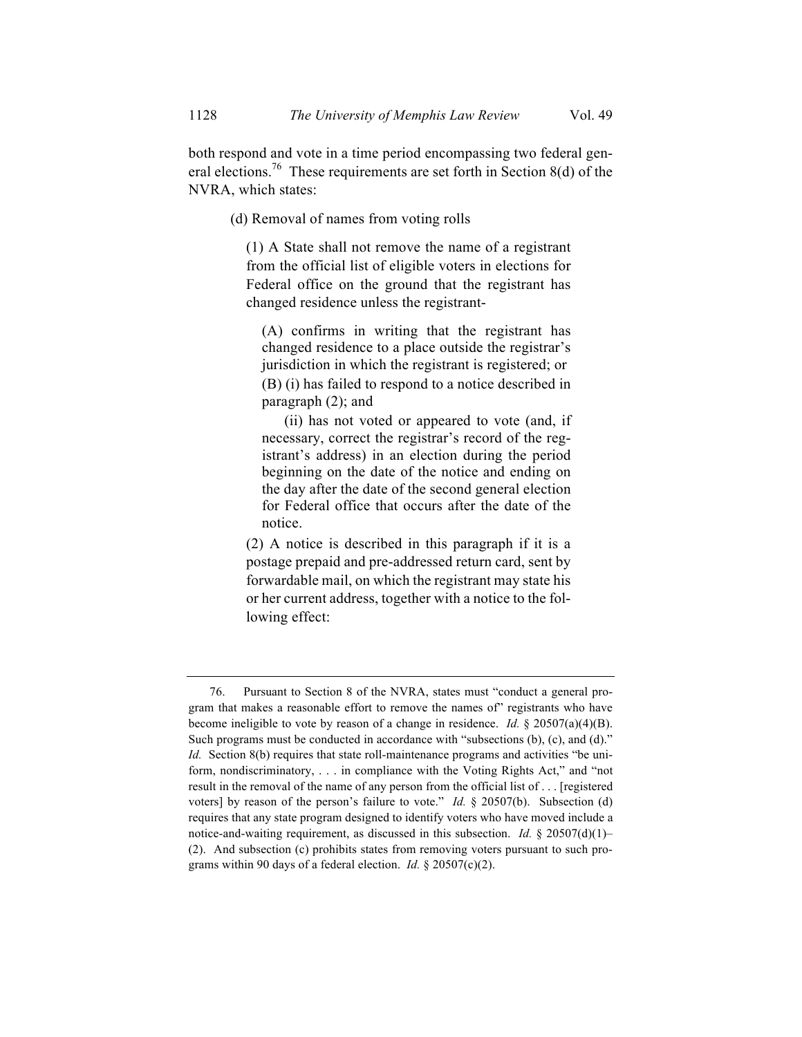both respond and vote in a time period encompassing two federal general elections.[76] These requirements are set forth in Section 8(d) of the NVRA, which states:

> (d) Removal of names from voting rolls
>
> > (1) A State shall not remove the name of a registrant from the official list of eligible voters in elections for Federal office on the ground that the registrant has changed residence unless the registrant-
> >
> > > (A) confirms in writing that the registrant has changed residence to a place outside the registrar's jurisdiction in which the registrant is registered; or
> > >
> > > (B) (i) has failed to respond to a notice described in paragraph (2); and
> > >
> > > (ii) has not voted or appeared to vote (and, if necessary, correct the registrar's record of the registrant's address) in an election during the period beginning on the date of the notice and ending on the day after the date of the second general election for Federal office that occurs after the date of the notice.
> >
> > (2) A notice is described in this paragraph if it is a postage prepaid and pre-addressed return card, sent by forwardable mail, on which the registrant may state his or her current address, together with a notice to the following effect:

---

76. Pursuant to Section 8 of the NVRA, states must "conduct a general program that makes a reasonable effort to remove the names of" registrants who have become ineligible to vote by reason of a change in residence. *Id.* § 20507(a)(4)(B). Such programs must be conducted in accordance with "subsections (b), (c), and (d)." *Id.* Section 8(b) requires that state roll-maintenance programs and activities "be uniform, nondiscriminatory, . . . in compliance with the Voting Rights Act," and "not result in the removal of the name of any person from the official list of . . . [registered voters] by reason of the person's failure to vote." *Id.* § 20507(b). Subsection (d) requires that any state program designed to identify voters who have moved include a notice-and-waiting requirement, as discussed in this subsection. *Id.* § 20507(d)(1)–(2). And subsection (c) prohibits states from removing voters pursuant to such programs within 90 days of a federal election. *Id.* § 20507(c)(2).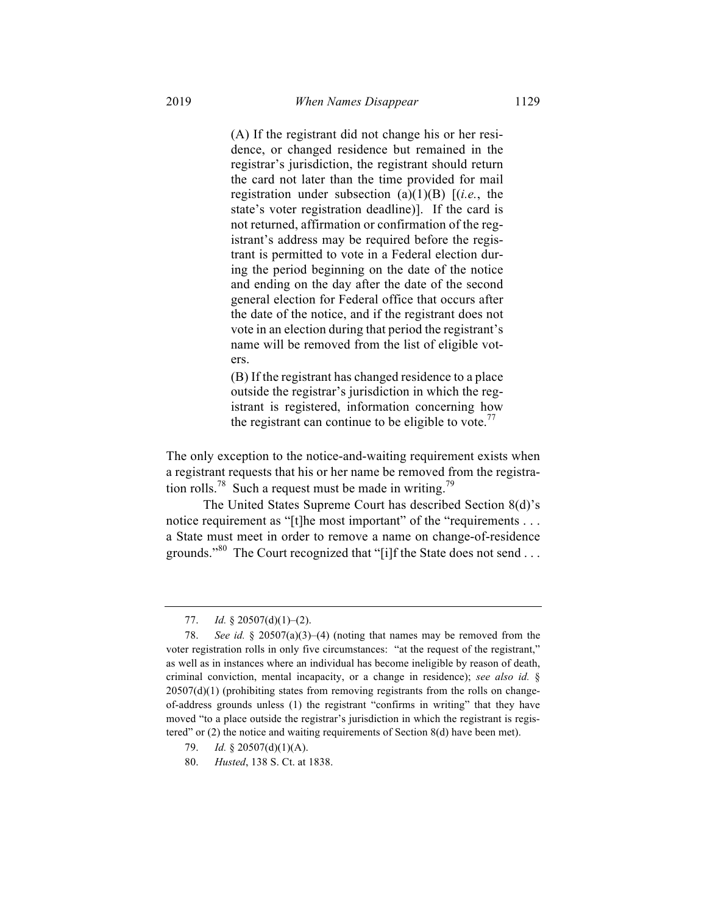> (A) If the registrant did not change his or her residence, or changed residence but remained in the registrar's jurisdiction, the registrant should return the card not later than the time provided for mail registration under subsection (a)(1)(B) [(*i.e.*, the state's voter registration deadline)]. If the card is not returned, affirmation or confirmation of the registrant's address may be required before the registrant is permitted to vote in a Federal election during the period beginning on the date of the notice and ending on the day after the date of the second general election for Federal office that occurs after the date of the notice, and if the registrant does not vote in an election during that period the registrant's name will be removed from the list of eligible voters.
>
> (B) If the registrant has changed residence to a place outside the registrar's jurisdiction in which the registrant is registered, information concerning how the registrant can continue to be eligible to vote.[77]

The only exception to the notice-and-waiting requirement exists when a registrant requests that his or her name be removed from the registration rolls.[78] Such a request must be made in writing.[79]

The United States Supreme Court has described Section 8(d)'s notice requirement as "[t]he most important" of the "requirements . . . a State must meet in order to remove a name on change-of-residence grounds."[80] The Court recognized that "[i]f the State does not send . . .

---

77. *Id.* § 20507(d)(1)–(2).

78. *See id.* § 20507(a)(3)–(4) (noting that names may be removed from the voter registration rolls in only five circumstances: "at the request of the registrant," as well as in instances where an individual has become ineligible by reason of death, criminal conviction, mental incapacity, or a change in residence); *see also id.* § 20507(d)(1) (prohibiting states from removing registrants from the rolls on change-of-address grounds unless (1) the registrant "confirms in writing" that they have moved "to a place outside the registrar's jurisdiction in which the registrant is registered" or (2) the notice and waiting requirements of Section 8(d) have been met).

79. *Id.* § 20507(d)(1)(A).

80. *Husted*, 138 S. Ct. at 1838.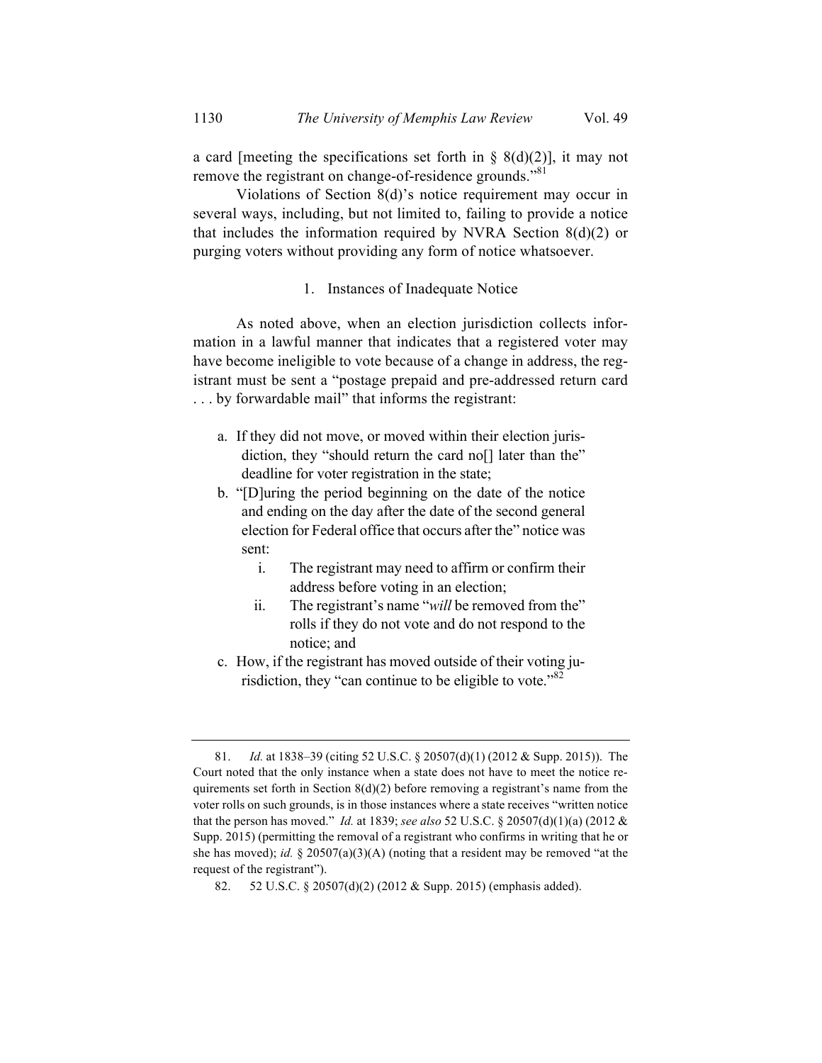a card [meeting the specifications set forth in § 8(d)(2)], it may not remove the registrant on change-of-residence grounds."[81]

Violations of Section 8(d)'s notice requirement may occur in several ways, including, but not limited to, failing to provide a notice that includes the information required by NVRA Section 8(d)(2) or purging voters without providing any form of notice whatsoever.

### 1. Instances of Inadequate Notice

As noted above, when an election jurisdiction collects information in a lawful manner that indicates that a registered voter may have become ineligible to vote because of a change in address, the registrant must be sent a "postage prepaid and pre-addressed return card . . . by forwardable mail" that informs the registrant:

a. If they did not move, or moved within their election jurisdiction, they "should return the card no[] later than the" deadline for voter registration in the state;

b. "[D]uring the period beginning on the date of the notice and ending on the day after the date of the second general election for Federal office that occurs after the" notice was sent:

   i. The registrant may need to affirm or confirm their address before voting in an election;

   ii. The registrant's name "*will* be removed from the" rolls if they do not vote and do not respond to the notice; and

c. How, if the registrant has moved outside of their voting jurisdiction, they "can continue to be eligible to vote."[82]

---

81. *Id.* at 1838–39 (citing 52 U.S.C. § 20507(d)(1) (2012 & Supp. 2015)). The Court noted that the only instance when a state does not have to meet the notice requirements set forth in Section 8(d)(2) before removing a registrant's name from the voter rolls on such grounds, is in those instances where a state receives "written notice that the person has moved." *Id.* at 1839; *see also* 52 U.S.C. § 20507(d)(1)(a) (2012 & Supp. 2015) (permitting the removal of a registrant who confirms in writing that he or she has moved); *id.* § 20507(a)(3)(A) (noting that a resident may be removed "at the request of the registrant").

82. 52 U.S.C. § 20507(d)(2) (2012 & Supp. 2015) (emphasis added).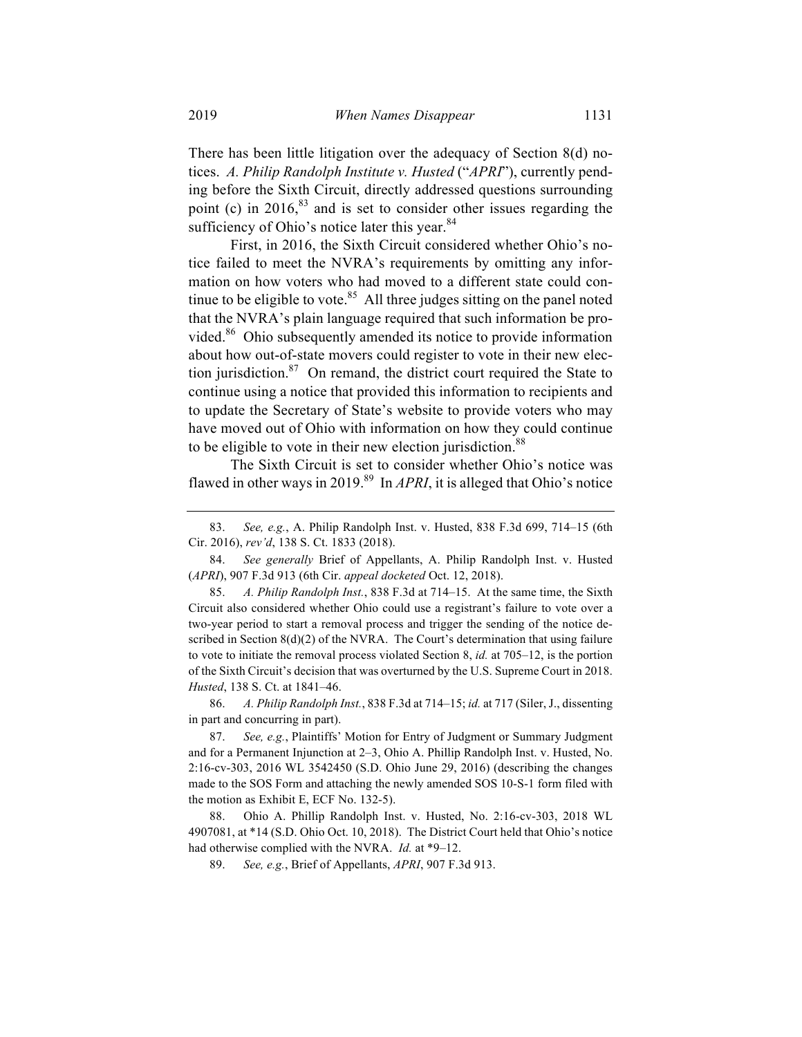There has been little litigation over the adequacy of Section 8(d) notices. *A. Philip Randolph Institute v. Husted* ("*APRI*"), currently pending before the Sixth Circuit, directly addressed questions surrounding point (c) in 2016,[83] and is set to consider other issues regarding the sufficiency of Ohio's notice later this year.[84]

First, in 2016, the Sixth Circuit considered whether Ohio's notice failed to meet the NVRA's requirements by omitting any information on how voters who had moved to a different state could continue to be eligible to vote.[85] All three judges sitting on the panel noted that the NVRA's plain language required that such information be provided.[86] Ohio subsequently amended its notice to provide information about how out-of-state movers could register to vote in their new election jurisdiction.[87] On remand, the district court required the State to continue using a notice that provided this information to recipients and to update the Secretary of State's website to provide voters who may have moved out of Ohio with information on how they could continue to be eligible to vote in their new election jurisdiction.[88]

The Sixth Circuit is set to consider whether Ohio's notice was flawed in other ways in 2019.[89] In *APRI*, it is alleged that Ohio's notice

---

83. *See, e.g.*, A. Philip Randolph Inst. v. Husted, 838 F.3d 699, 714–15 (6th Cir. 2016), *rev'd*, 138 S. Ct. 1833 (2018).

84. *See generally* Brief of Appellants, A. Philip Randolph Inst. v. Husted (*APRI*), 907 F.3d 913 (6th Cir. *appeal docketed* Oct. 12, 2018).

85. *A. Philip Randolph Inst.*, 838 F.3d at 714–15. At the same time, the Sixth Circuit also considered whether Ohio could use a registrant's failure to vote over a two-year period to start a removal process and trigger the sending of the notice described in Section 8(d)(2) of the NVRA. The Court's determination that using failure to vote to initiate the removal process violated Section 8, *id.* at 705–12, is the portion of the Sixth Circuit's decision that was overturned by the U.S. Supreme Court in 2018. *Husted*, 138 S. Ct. at 1841–46.

86. *A. Philip Randolph Inst.*, 838 F.3d at 714–15; *id.* at 717 (Siler, J., dissenting in part and concurring in part).

87. *See, e.g.*, Plaintiffs' Motion for Entry of Judgment or Summary Judgment and for a Permanent Injunction at 2–3, Ohio A. Phillip Randolph Inst. v. Husted, No. 2:16-cv-303, 2016 WL 3542450 (S.D. Ohio June 29, 2016) (describing the changes made to the SOS Form and attaching the newly amended SOS 10-S-1 form filed with the motion as Exhibit E, ECF No. 132-5).

88. Ohio A. Phillip Randolph Inst. v. Husted, No. 2:16-cv-303, 2018 WL 4907081, at *14 (S.D. Ohio Oct. 10, 2018). The District Court held that Ohio's notice had otherwise complied with the NVRA. *Id.* at *9–12.

89. *See, e.g.*, Brief of Appellants, *APRI*, 907 F.3d 913.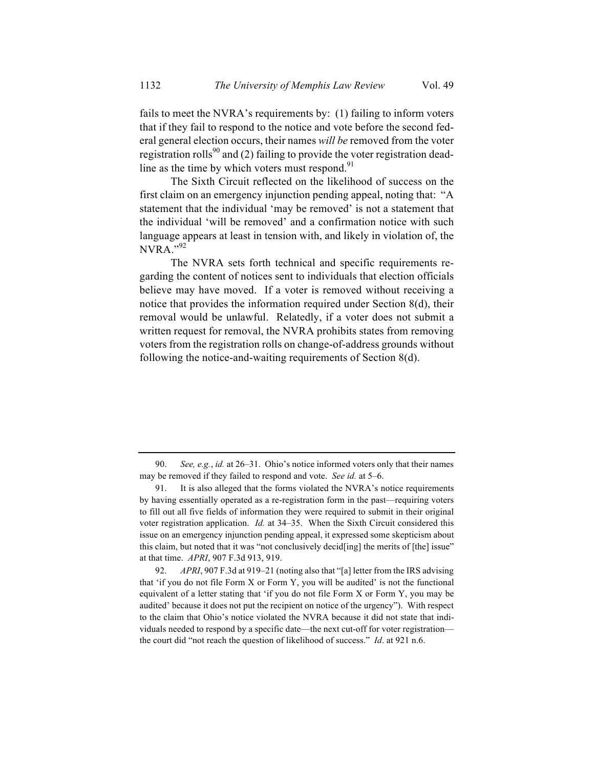fails to meet the NVRA's requirements by: (1) failing to inform voters that if they fail to respond to the notice and vote before the second federal general election occurs, their names *will be* removed from the voter registration rolls[90] and (2) failing to provide the voter registration deadline as the time by which voters must respond.[91]

The Sixth Circuit reflected on the likelihood of success on the first claim on an emergency injunction pending appeal, noting that: "A statement that the individual 'may be removed' is not a statement that the individual 'will be removed' and a confirmation notice with such language appears at least in tension with, and likely in violation of, the NVRA."[92]

The NVRA sets forth technical and specific requirements regarding the content of notices sent to individuals that election officials believe may have moved. If a voter is removed without receiving a notice that provides the information required under Section 8(d), their removal would be unlawful. Relatedly, if a voter does not submit a written request for removal, the NVRA prohibits states from removing voters from the registration rolls on change-of-address grounds without following the notice-and-waiting requirements of Section 8(d).

---

90. *See, e.g.*, *id.* at 26–31. Ohio's notice informed voters only that their names may be removed if they failed to respond and vote. *See id.* at 5–6.

91. It is also alleged that the forms violated the NVRA's notice requirements by having essentially operated as a re-registration form in the past—requiring voters to fill out all five fields of information they were required to submit in their original voter registration application. *Id.* at 34–35. When the Sixth Circuit considered this issue on an emergency injunction pending appeal, it expressed some skepticism about this claim, but noted that it was "not conclusively decid[ing] the merits of [the] issue" at that time. *APRI*, 907 F.3d 913, 919.

92. *APRI*, 907 F.3d at 919–21 (noting also that "[a] letter from the IRS advising that 'if you do not file Form X or Form Y, you will be audited' is not the functional equivalent of a letter stating that 'if you do not file Form X or Form Y, you may be audited' because it does not put the recipient on notice of the urgency"). With respect to the claim that Ohio's notice violated the NVRA because it did not state that individuals needed to respond by a specific date—the next cut-off for voter registration—the court did "not reach the question of likelihood of success." *Id*. at 921 n.6.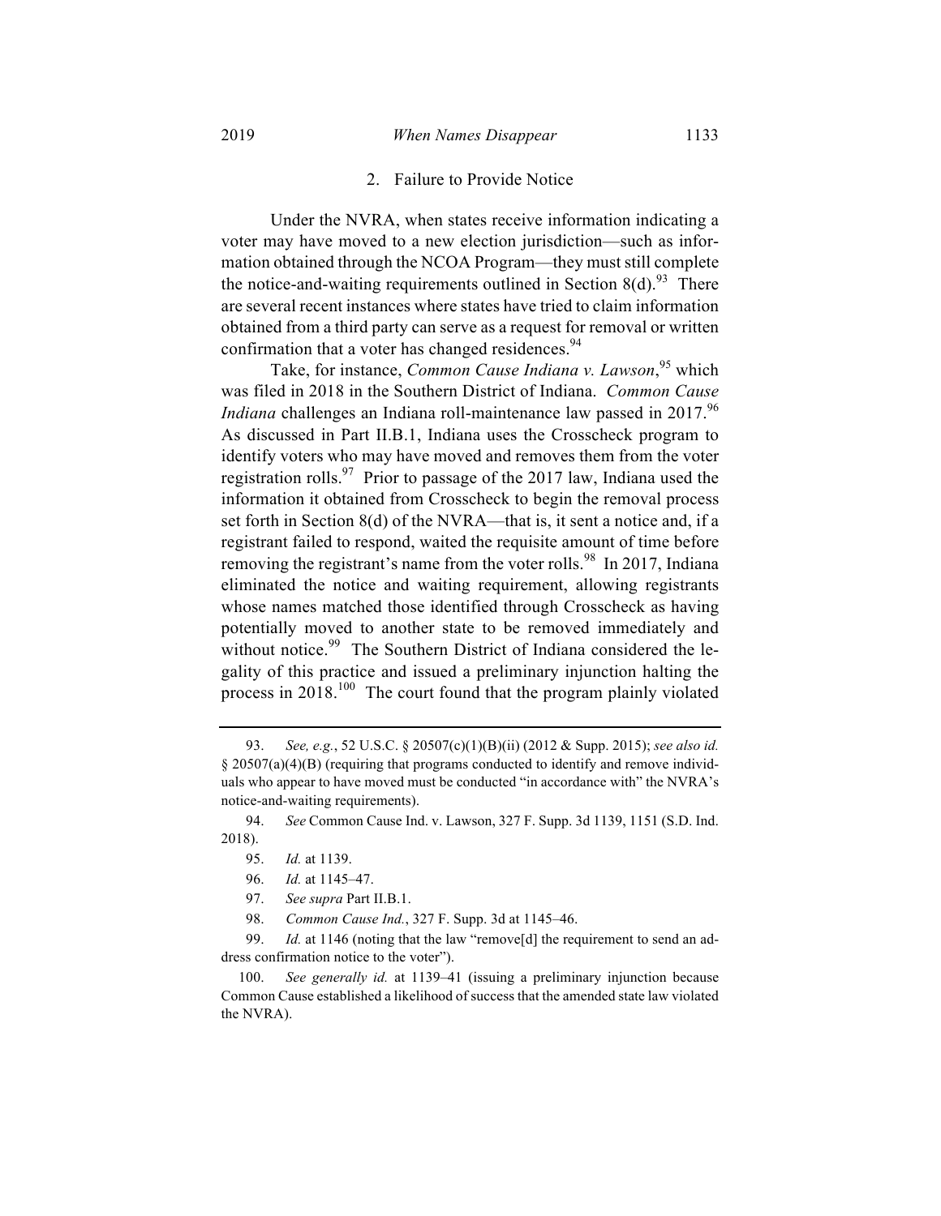### 2. Failure to Provide Notice

Under the NVRA, when states receive information indicating a voter may have moved to a new election jurisdiction—such as information obtained through the NCOA Program—they must still complete the notice-and-waiting requirements outlined in Section 8(d).[93] There are several recent instances where states have tried to claim information obtained from a third party can serve as a request for removal or written confirmation that a voter has changed residences.[94]

Take, for instance, *Common Cause Indiana v. Lawson*,[95] which was filed in 2018 in the Southern District of Indiana. *Common Cause Indiana* challenges an Indiana roll-maintenance law passed in 2017.[96] As discussed in Part II.B.1, Indiana uses the Crosscheck program to identify voters who may have moved and removes them from the voter registration rolls.[97] Prior to passage of the 2017 law, Indiana used the information it obtained from Crosscheck to begin the removal process set forth in Section 8(d) of the NVRA—that is, it sent a notice and, if a registrant failed to respond, waited the requisite amount of time before removing the registrant's name from the voter rolls.[98] In 2017, Indiana eliminated the notice and waiting requirement, allowing registrants whose names matched those identified through Crosscheck as having potentially moved to another state to be removed immediately and without notice.[99] The Southern District of Indiana considered the legality of this practice and issued a preliminary injunction halting the process in 2018.[100] The court found that the program plainly violated

---

93. *See, e.g.*, 52 U.S.C. § 20507(c)(1)(B)(ii) (2012 & Supp. 2015); *see also id.* § 20507(a)(4)(B) (requiring that programs conducted to identify and remove individuals who appear to have moved must be conducted "in accordance with" the NVRA's notice-and-waiting requirements).

94. *See* Common Cause Ind. v. Lawson, 327 F. Supp. 3d 1139, 1151 (S.D. Ind. 2018).

95. *Id.* at 1139.

96. *Id.* at 1145–47.

97. *See supra* Part II.B.1.

98. *Common Cause Ind.*, 327 F. Supp. 3d at 1145–46.

99. *Id.* at 1146 (noting that the law "remove[d] the requirement to send an address confirmation notice to the voter").

100. *See generally id.* at 1139–41 (issuing a preliminary injunction because Common Cause established a likelihood of success that the amended state law violated the NVRA).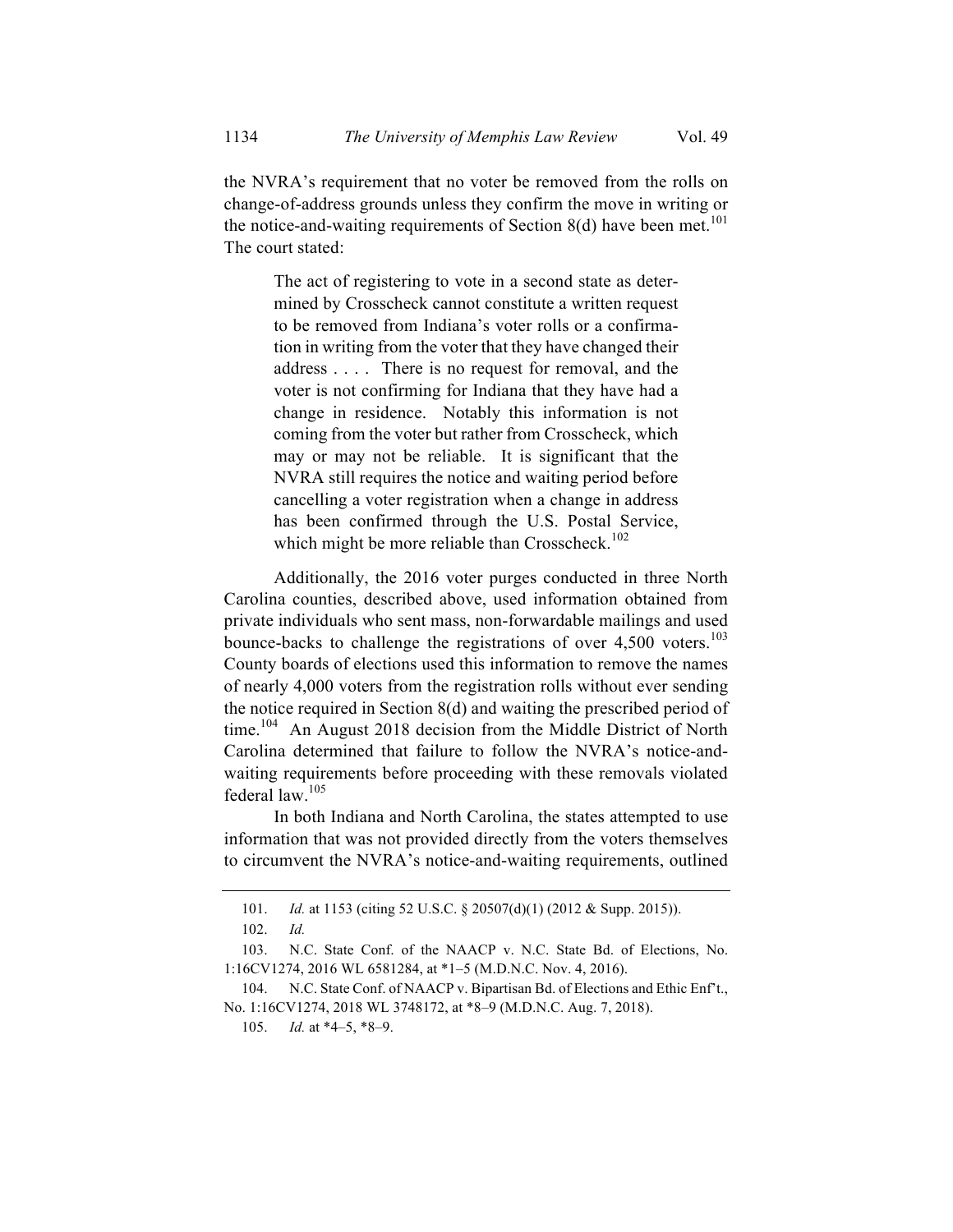the NVRA's requirement that no voter be removed from the rolls on change-of-address grounds unless they confirm the move in writing or the notice-and-waiting requirements of Section 8(d) have been met.[101] The court stated:

> The act of registering to vote in a second state as determined by Crosscheck cannot constitute a written request to be removed from Indiana's voter rolls or a confirmation in writing from the voter that they have changed their address . . . . There is no request for removal, and the voter is not confirming for Indiana that they have had a change in residence. Notably this information is not coming from the voter but rather from Crosscheck, which may or may not be reliable. It is significant that the NVRA still requires the notice and waiting period before cancelling a voter registration when a change in address has been confirmed through the U.S. Postal Service, which might be more reliable than Crosscheck.[102]

Additionally, the 2016 voter purges conducted in three North Carolina counties, described above, used information obtained from private individuals who sent mass, non-forwardable mailings and used bounce-backs to challenge the registrations of over 4,500 voters.[103] County boards of elections used this information to remove the names of nearly 4,000 voters from the registration rolls without ever sending the notice required in Section 8(d) and waiting the prescribed period of time.[104] An August 2018 decision from the Middle District of North Carolina determined that failure to follow the NVRA's notice-and-waiting requirements before proceeding with these removals violated federal law.[105]

In both Indiana and North Carolina, the states attempted to use information that was not provided directly from the voters themselves to circumvent the NVRA's notice-and-waiting requirements, outlined

---

101. *Id.* at 1153 (citing 52 U.S.C. § 20507(d)(1) (2012 & Supp. 2015)).

102. *Id.*

103. N.C. State Conf. of the NAACP v. N.C. State Bd. of Elections, No. 1:16CV1274, 2016 WL 6581284, at *1–5 (M.D.N.C. Nov. 4, 2016).

104. N.C. State Conf. of NAACP v. Bipartisan Bd. of Elections and Ethic Enf't., No. 1:16CV1274, 2018 WL 3748172, at *8–9 (M.D.N.C. Aug. 7, 2018).

105. *Id.* at *4–5, *8–9.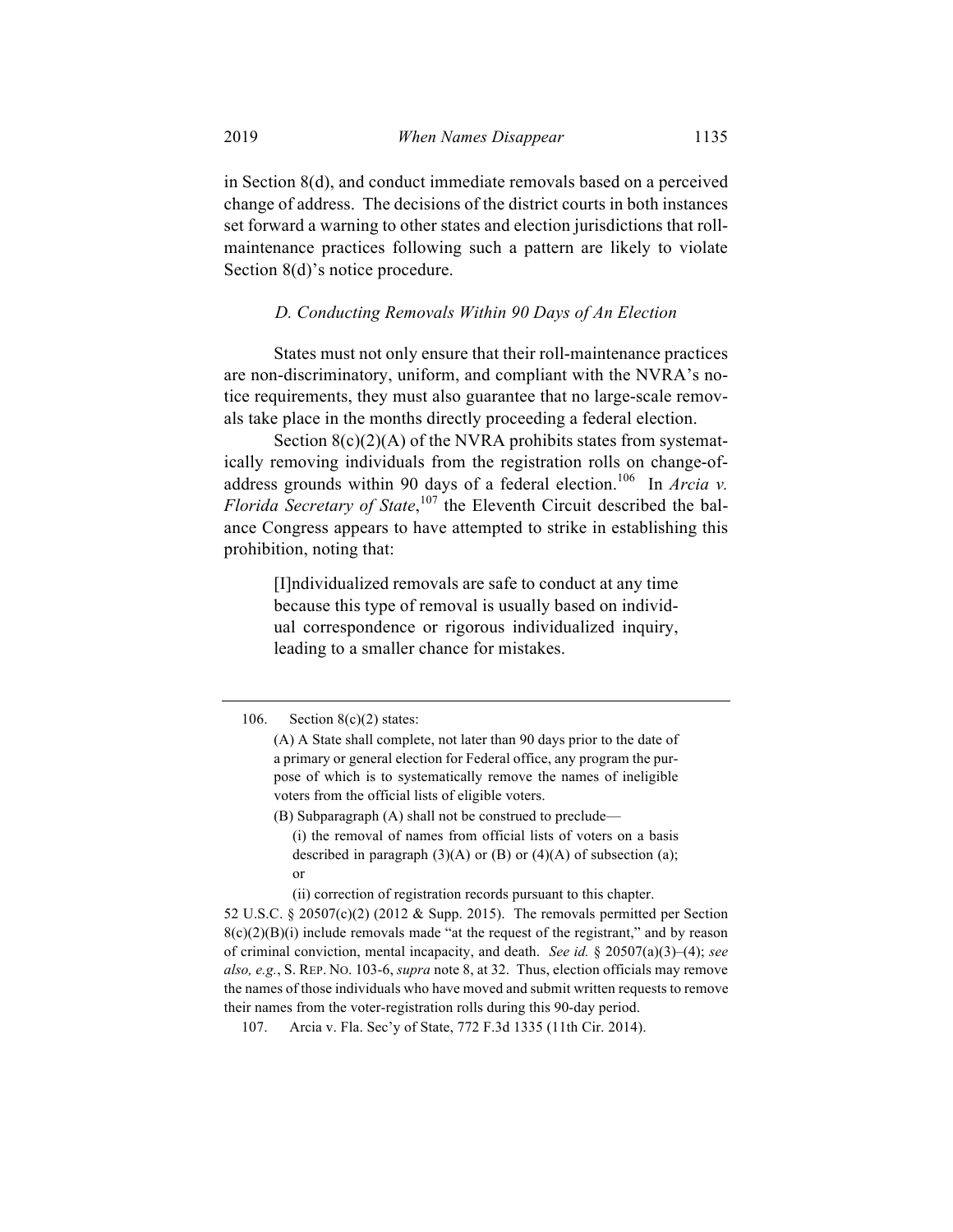in Section 8(d), and conduct immediate removals based on a perceived change of address. The decisions of the district courts in both instances set forward a warning to other states and election jurisdictions that roll-maintenance practices following such a pattern are likely to violate Section 8(d)'s notice procedure.

### *D. Conducting Removals Within 90 Days of An Election*

States must not only ensure that their roll-maintenance practices are non-discriminatory, uniform, and compliant with the NVRA's notice requirements, they must also guarantee that no large-scale removals take place in the months directly proceeding a federal election.

Section 8(c)(2)(A) of the NVRA prohibits states from systematically removing individuals from the registration rolls on change-of-address grounds within 90 days of a federal election.[106] In *Arcia v. Florida Secretary of State*,[107] the Eleventh Circuit described the balance Congress appears to have attempted to strike in establishing this prohibition, noting that:

> [I]ndividualized removals are safe to conduct at any time because this type of removal is usually based on individual correspondence or rigorous individualized inquiry, leading to a smaller chance for mistakes.

---

106. Section 8(c)(2) states:

> (A) A State shall complete, not later than 90 days prior to the date of a primary or general election for Federal office, any program the purpose of which is to systematically remove the names of ineligible voters from the official lists of eligible voters.
>
> (B) Subparagraph (A) shall not be construed to preclude—
>
> (i) the removal of names from official lists of voters on a basis described in paragraph (3)(A) or (B) or (4)(A) of subsection (a); or
>
> (ii) correction of registration records pursuant to this chapter.

52 U.S.C. § 20507(c)(2) (2012 & Supp. 2015). The removals permitted per Section 8(c)(2)(B)(i) include removals made "at the request of the registrant," and by reason of criminal conviction, mental incapacity, and death. *See id.* § 20507(a)(3)–(4); *see also, e.g.*, S. REP. NO. 103-6, *supra* note 8, at 32. Thus, election officials may remove the names of those individuals who have moved and submit written requests to remove their names from the voter-registration rolls during this 90-day period.

107. Arcia v. Fla. Sec'y of State, 772 F.3d 1335 (11th Cir. 2014).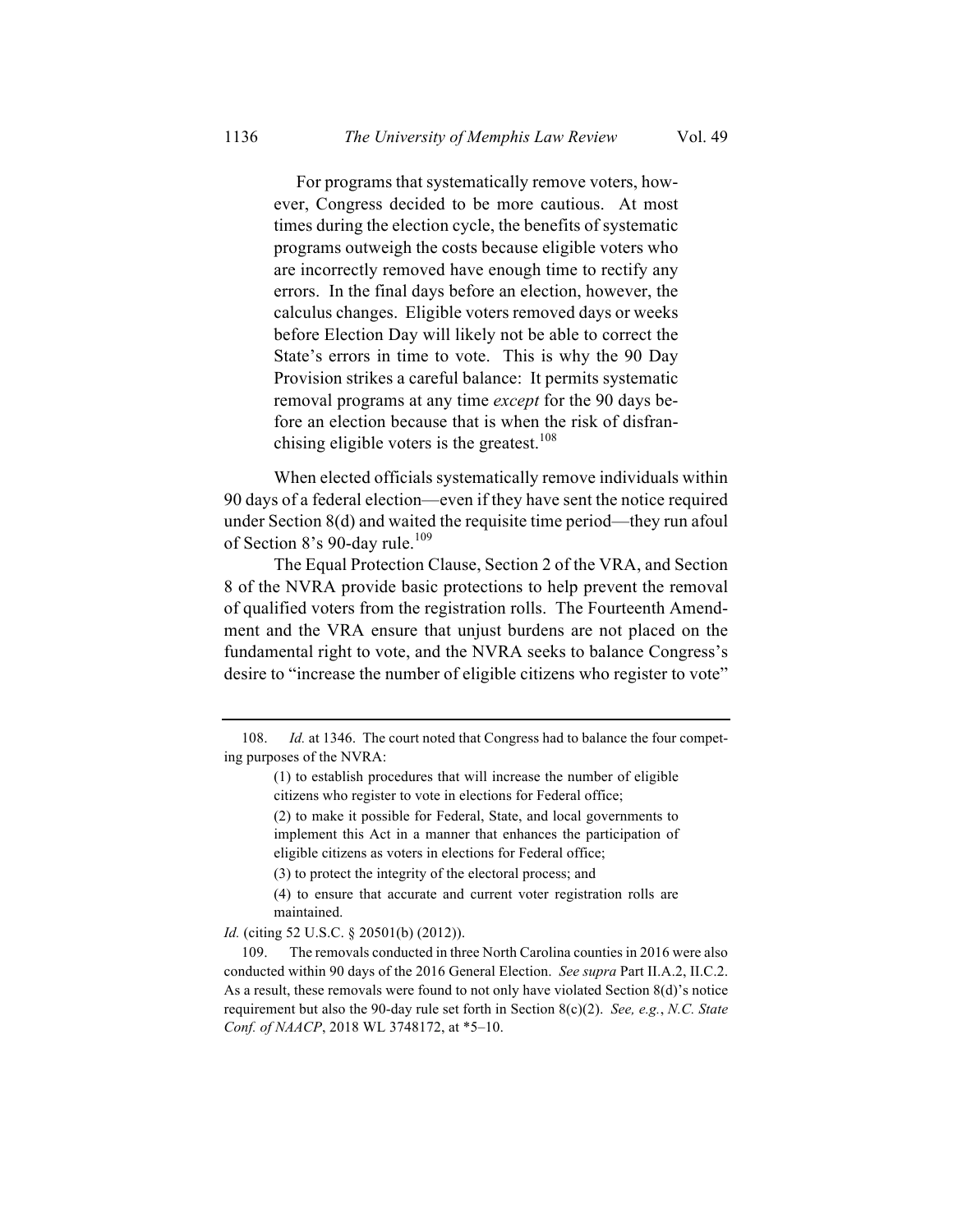> For programs that systematically remove voters, however, Congress decided to be more cautious. At most times during the election cycle, the benefits of systematic programs outweigh the costs because eligible voters who are incorrectly removed have enough time to rectify any errors. In the final days before an election, however, the calculus changes. Eligible voters removed days or weeks before Election Day will likely not be able to correct the State's errors in time to vote. This is why the 90 Day Provision strikes a careful balance: It permits systematic removal programs at any time *except* for the 90 days before an election because that is when the risk of disfranchising eligible voters is the greatest.[108]

When elected officials systematically remove individuals within 90 days of a federal election—even if they have sent the notice required under Section 8(d) and waited the requisite time period—they run afoul of Section 8's 90-day rule.[109]

The Equal Protection Clause, Section 2 of the VRA, and Section 8 of the NVRA provide basic protections to help prevent the removal of qualified voters from the registration rolls. The Fourteenth Amendment and the VRA ensure that unjust burdens are not placed on the fundamental right to vote, and the NVRA seeks to balance Congress's desire to "increase the number of eligible citizens who register to vote"

---

108. *Id.* at 1346. The court noted that Congress had to balance the four competing purposes of the NVRA:

> (1) to establish procedures that will increase the number of eligible citizens who register to vote in elections for Federal office;
>
> (2) to make it possible for Federal, State, and local governments to implement this Act in a manner that enhances the participation of eligible citizens as voters in elections for Federal office;
>
> (3) to protect the integrity of the electoral process; and
>
> (4) to ensure that accurate and current voter registration rolls are maintained.

*Id.* (citing 52 U.S.C. § 20501(b) (2012)).

109. The removals conducted in three North Carolina counties in 2016 were also conducted within 90 days of the 2016 General Election. *See supra* Part II.A.2, II.C.2. As a result, these removals were found to not only have violated Section 8(d)'s notice requirement but also the 90-day rule set forth in Section 8(c)(2). *See, e.g.*, *N.C. State Conf. of NAACP*, 2018 WL 3748172, at *5–10.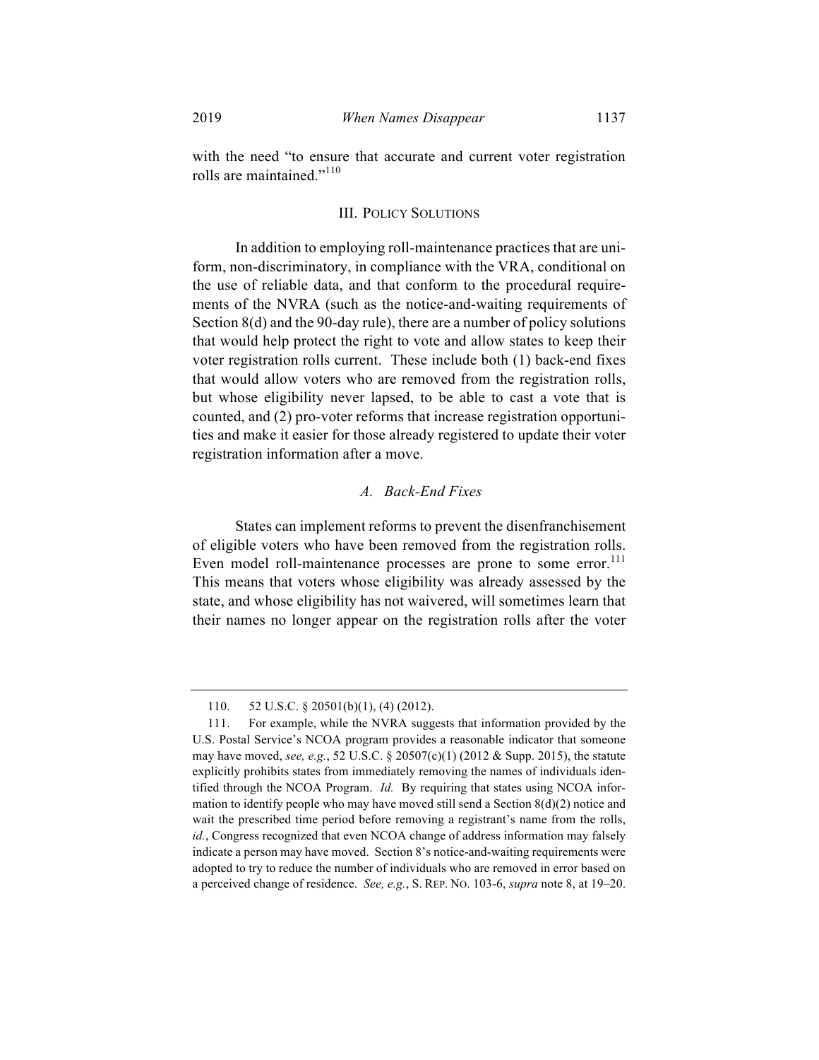with the need "to ensure that accurate and current voter registration rolls are maintained."[110]

## III. Policy Solutions

In addition to employing roll-maintenance practices that are uniform, non-discriminatory, in compliance with the VRA, conditional on the use of reliable data, and that conform to the procedural requirements of the NVRA (such as the notice-and-waiting requirements of Section 8(d) and the 90-day rule), there are a number of policy solutions that would help protect the right to vote and allow states to keep their voter registration rolls current. These include both (1) back-end fixes that would allow voters who are removed from the registration rolls, but whose eligibility never lapsed, to be able to cast a vote that is counted, and (2) pro-voter reforms that increase registration opportunities and make it easier for those already registered to update their voter registration information after a move.

### *A. Back-End Fixes*

States can implement reforms to prevent the disenfranchisement of eligible voters who have been removed from the registration rolls. Even model roll-maintenance processes are prone to some error.[111] This means that voters whose eligibility was already assessed by the state, and whose eligibility has not waivered, will sometimes learn that their names no longer appear on the registration rolls after the voter

---

110. 52 U.S.C. § 20501(b)(1), (4) (2012).

111. For example, while the NVRA suggests that information provided by the U.S. Postal Service's NCOA program provides a reasonable indicator that someone may have moved, *see, e.g.*, 52 U.S.C. § 20507(c)(1) (2012 & Supp. 2015), the statute explicitly prohibits states from immediately removing the names of individuals identified through the NCOA Program. *Id.* By requiring that states using NCOA information to identify people who may have moved still send a Section 8(d)(2) notice and wait the prescribed time period before removing a registrant's name from the rolls, *id.*, Congress recognized that even NCOA change of address information may falsely indicate a person may have moved. Section 8's notice-and-waiting requirements were adopted to try to reduce the number of individuals who are removed in error based on a perceived change of residence. *See, e.g.*, S. Rep. No. 103-6, *supra* note 8, at 19–20.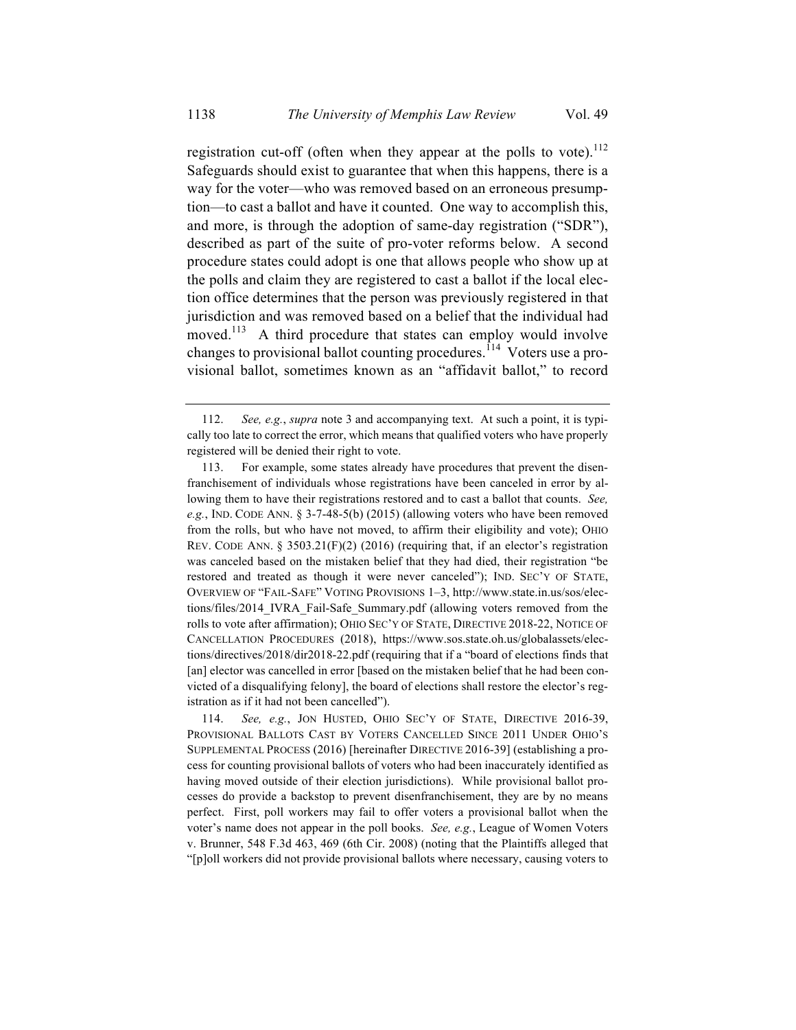registration cut-off (often when they appear at the polls to vote).[112] Safeguards should exist to guarantee that when this happens, there is a way for the voter—who was removed based on an erroneous presumption—to cast a ballot and have it counted. One way to accomplish this, and more, is through the adoption of same-day registration ("SDR"), described as part of the suite of pro-voter reforms below. A second procedure states could adopt is one that allows people who show up at the polls and claim they are registered to cast a ballot if the local election office determines that the person was previously registered in that jurisdiction and was removed based on a belief that the individual had moved.[113] A third procedure that states can employ would involve changes to provisional ballot counting procedures.[114] Voters use a provisional ballot, sometimes known as an "affidavit ballot," to record

---

112. *See, e.g.*, *supra* note 3 and accompanying text. At such a point, it is typically too late to correct the error, which means that qualified voters who have properly registered will be denied their right to vote.

113. For example, some states already have procedures that prevent the disenfranchisement of individuals whose registrations have been canceled in error by allowing them to have their registrations restored and to cast a ballot that counts. *See, e.g.*, IND. CODE ANN. § 3-7-48-5(b) (2015) (allowing voters who have been removed from the rolls, but who have not moved, to affirm their eligibility and vote); OHIO REV. CODE ANN. § 3503.21(F)(2) (2016) (requiring that, if an elector's registration was canceled based on the mistaken belief that they had died, their registration "be restored and treated as though it were never canceled"); IND. SEC'Y OF STATE, OVERVIEW OF "FAIL-SAFE" VOTING PROVISIONS 1–3, http://www.state.in.us/sos/elections/files/2014_IVRA_Fail-Safe_Summary.pdf (allowing voters removed from the rolls to vote after affirmation); OHIO SEC'Y OF STATE, DIRECTIVE 2018-22, NOTICE OF CANCELLATION PROCEDURES (2018), https://www.sos.state.oh.us/globalassets/elections/directives/2018/dir2018-22.pdf (requiring that if a "board of elections finds that [an] elector was cancelled in error [based on the mistaken belief that he had been convicted of a disqualifying felony], the board of elections shall restore the elector's registration as if it had not been cancelled").

114. *See, e.g.*, JON HUSTED, OHIO SEC'Y OF STATE, DIRECTIVE 2016-39, PROVISIONAL BALLOTS CAST BY VOTERS CANCELLED SINCE 2011 UNDER OHIO'S SUPPLEMENTAL PROCESS (2016) [hereinafter DIRECTIVE 2016-39] (establishing a process for counting provisional ballots of voters who had been inaccurately identified as having moved outside of their election jurisdictions). While provisional ballot processes do provide a backstop to prevent disenfranchisement, they are by no means perfect. First, poll workers may fail to offer voters a provisional ballot when the voter's name does not appear in the poll books. *See, e.g.*, League of Women Voters v. Brunner, 548 F.3d 463, 469 (6th Cir. 2008) (noting that the Plaintiffs alleged that "[p]oll workers did not provide provisional ballots where necessary, causing voters to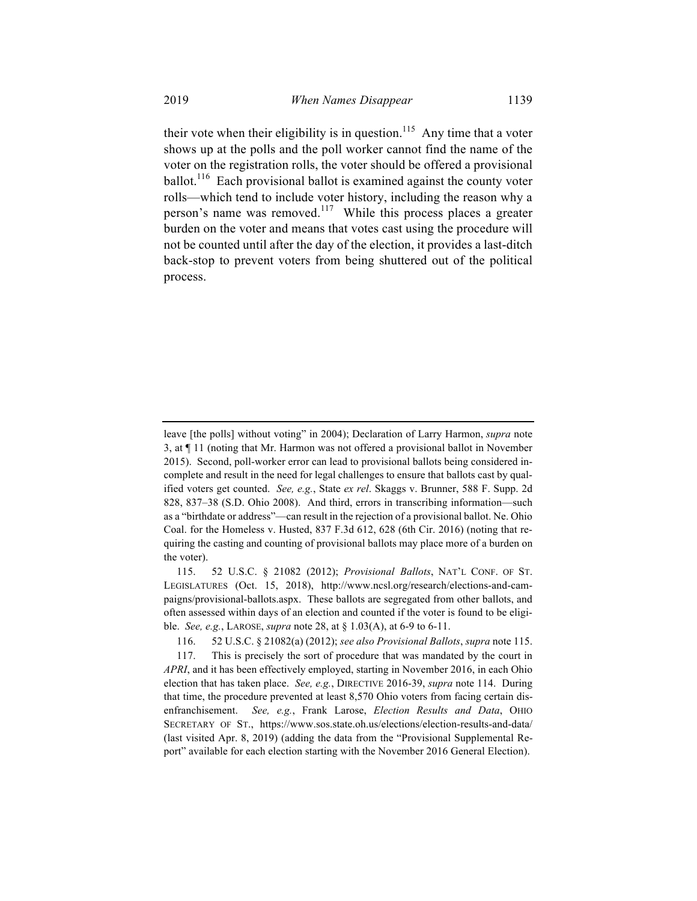their vote when their eligibility is in question.[115] Any time that a voter shows up at the polls and the poll worker cannot find the name of the voter on the registration rolls, the voter should be offered a provisional ballot.[116] Each provisional ballot is examined against the county voter rolls—which tend to include voter history, including the reason why a person's name was removed.[117] While this process places a greater burden on the voter and means that votes cast using the procedure will not be counted until after the day of the election, it provides a last-ditch back-stop to prevent voters from being shuttered out of the political process.

---

leave [the polls] without voting" in 2004); Declaration of Larry Harmon, *supra* note 3, at ¶ 11 (noting that Mr. Harmon was not offered a provisional ballot in November 2015). Second, poll-worker error can lead to provisional ballots being considered incomplete and result in the need for legal challenges to ensure that ballots cast by qualified voters get counted. *See, e.g.*, State *ex rel*. Skaggs v. Brunner, 588 F. Supp. 2d 828, 837–38 (S.D. Ohio 2008). And third, errors in transcribing information—such as a "birthdate or address"—can result in the rejection of a provisional ballot. Ne. Ohio Coal. for the Homeless v. Husted, 837 F.3d 612, 628 (6th Cir. 2016) (noting that requiring the casting and counting of provisional ballots may place more of a burden on the voter).

115. 52 U.S.C. § 21082 (2012); *Provisional Ballots*, NAT'L CONF. OF ST. LEGISLATURES (Oct. 15, 2018), http://www.ncsl.org/research/elections-and-campaigns/provisional-ballots.aspx. These ballots are segregated from other ballots, and often assessed within days of an election and counted if the voter is found to be eligible. *See, e.g.*, LAROSE, *supra* note 28, at § 1.03(A), at 6-9 to 6-11.

116. 52 U.S.C. § 21082(a) (2012); *see also Provisional Ballots*, *supra* note 115.

117. This is precisely the sort of procedure that was mandated by the court in *APRI*, and it has been effectively employed, starting in November 2016, in each Ohio election that has taken place. *See, e.g.*, DIRECTIVE 2016-39, *supra* note 114. During that time, the procedure prevented at least 8,570 Ohio voters from facing certain disenfranchisement. *See, e.g.*, Frank Larose, *Election Results and Data*, OHIO SECRETARY OF ST., https://www.sos.state.oh.us/elections/election-results-and-data/ (last visited Apr. 8, 2019) (adding the data from the "Provisional Supplemental Report" available for each election starting with the November 2016 General Election).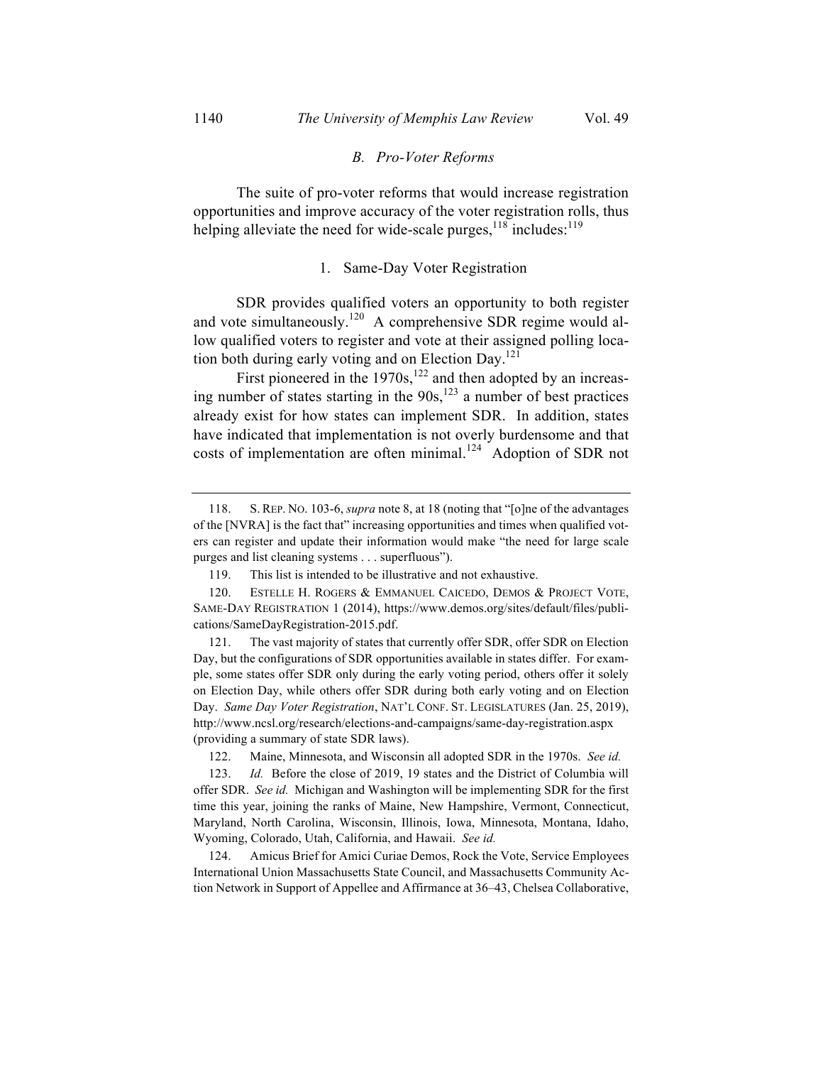### *B. Pro-Voter Reforms*

The suite of pro-voter reforms that would increase registration opportunities and improve accuracy of the voter registration rolls, thus helping alleviate the need for wide-scale purges,[118] includes:[119]

#### 1. Same-Day Voter Registration

SDR provides qualified voters an opportunity to both register and vote simultaneously.[120] A comprehensive SDR regime would allow qualified voters to register and vote at their assigned polling location both during early voting and on Election Day.[121]

First pioneered in the 1970s,[122] and then adopted by an increasing number of states starting in the 90s,[123] a number of best practices already exist for how states can implement SDR. In addition, states have indicated that implementation is not overly burdensome and that costs of implementation are often minimal.[124] Adoption of SDR not

---

118. S. REP. NO. 103-6, *supra* note 8, at 18 (noting that "[o]ne of the advantages of the [NVRA] is the fact that" increasing opportunities and times when qualified voters can register and update their information would make "the need for large scale purges and list cleaning systems . . . superfluous").

119. This list is intended to be illustrative and not exhaustive.

120. ESTELLE H. ROGERS & EMMANUEL CAICEDO, DEMOS & PROJECT VOTE, SAME-DAY REGISTRATION 1 (2014), https://www.demos.org/sites/default/files/publications/SameDayRegistration-2015.pdf.

121. The vast majority of states that currently offer SDR, offer SDR on Election Day, but the configurations of SDR opportunities available in states differ. For example, some states offer SDR only during the early voting period, others offer it solely on Election Day, while others offer SDR during both early voting and on Election Day. *Same Day Voter Registration*, NAT'L CONF. ST. LEGISLATURES (Jan. 25, 2019), http://www.ncsl.org/research/elections-and-campaigns/same-day-registration.aspx (providing a summary of state SDR laws).

122. Maine, Minnesota, and Wisconsin all adopted SDR in the 1970s. *See id.*

123. *Id.* Before the close of 2019, 19 states and the District of Columbia will offer SDR. *See id.* Michigan and Washington will be implementing SDR for the first time this year, joining the ranks of Maine, New Hampshire, Vermont, Connecticut, Maryland, North Carolina, Wisconsin, Illinois, Iowa, Minnesota, Montana, Idaho, Wyoming, Colorado, Utah, California, and Hawaii. *See id.*

124. Amicus Brief for Amici Curiae Demos, Rock the Vote, Service Employees International Union Massachusetts State Council, and Massachusetts Community Action Network in Support of Appellee and Affirmance at 36–43, Chelsea Collaborative,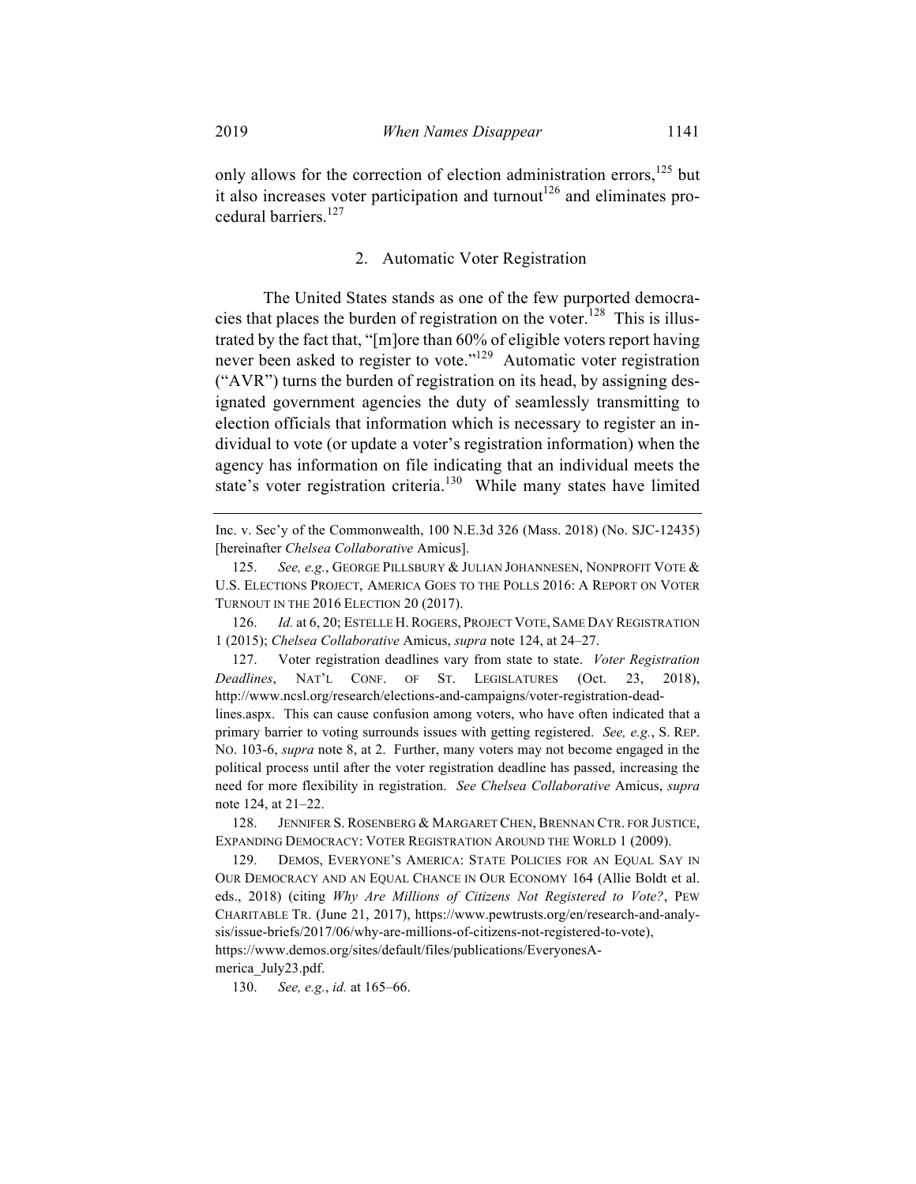only allows for the correction of election administration errors,[125] but it also increases voter participation and turnout[126] and eliminates procedural barriers.[127]

### 2. Automatic Voter Registration

The United States stands as one of the few purported democracies that places the burden of registration on the voter.[128] This is illustrated by the fact that, "[m]ore than 60% of eligible voters report having never been asked to register to vote."[129] Automatic voter registration ("AVR") turns the burden of registration on its head, by assigning designated government agencies the duty of seamlessly transmitting to election officials that information which is necessary to register an individual to vote (or update a voter's registration information) when the agency has information on file indicating that an individual meets the state's voter registration criteria.[130] While many states have limited

---

Inc. v. Sec'y of the Commonwealth, 100 N.E.3d 326 (Mass. 2018) (No. SJC-12435) [hereinafter *Chelsea Collaborative* Amicus].

125. *See, e.g.*, GEORGE PILLSBURY & JULIAN JOHANNESEN, NONPROFIT VOTE & U.S. ELECTIONS PROJECT, AMERICA GOES TO THE POLLS 2016: A REPORT ON VOTER TURNOUT IN THE 2016 ELECTION 20 (2017).

126. *Id.* at 6, 20; ESTELLE H. ROGERS, PROJECT VOTE, SAME DAY REGISTRATION 1 (2015); *Chelsea Collaborative* Amicus, *supra* note 124, at 24–27.

127. Voter registration deadlines vary from state to state. *Voter Registration Deadlines*, NAT'L CONF. OF ST. LEGISLATURES (Oct. 23, 2018), http://www.ncsl.org/research/elections-and-campaigns/voter-registration-deadlines.aspx. This can cause confusion among voters, who have often indicated that a primary barrier to voting surrounds issues with getting registered. *See, e.g.*, S. REP. NO. 103-6, *supra* note 8, at 2. Further, many voters may not become engaged in the political process until after the voter registration deadline has passed, increasing the need for more flexibility in registration. *See Chelsea Collaborative* Amicus, *supra* note 124, at 21–22.

128. JENNIFER S. ROSENBERG & MARGARET CHEN, BRENNAN CTR. FOR JUSTICE, EXPANDING DEMOCRACY: VOTER REGISTRATION AROUND THE WORLD 1 (2009).

129. DEMOS, EVERYONE'S AMERICA: STATE POLICIES FOR AN EQUAL SAY IN OUR DEMOCRACY AND AN EQUAL CHANCE IN OUR ECONOMY 164 (Allie Boldt et al. eds., 2018) (citing *Why Are Millions of Citizens Not Registered to Vote?*, PEW CHARITABLE TR. (June 21, 2017), https://www.pewtrusts.org/en/research-and-analysis/issue-briefs/2017/06/why-are-millions-of-citizens-not-registered-to-vote), https://www.demos.org/sites/default/files/publications/EveryonesAmerica_July23.pdf.

130. *See, e.g.*, *id.* at 165–66.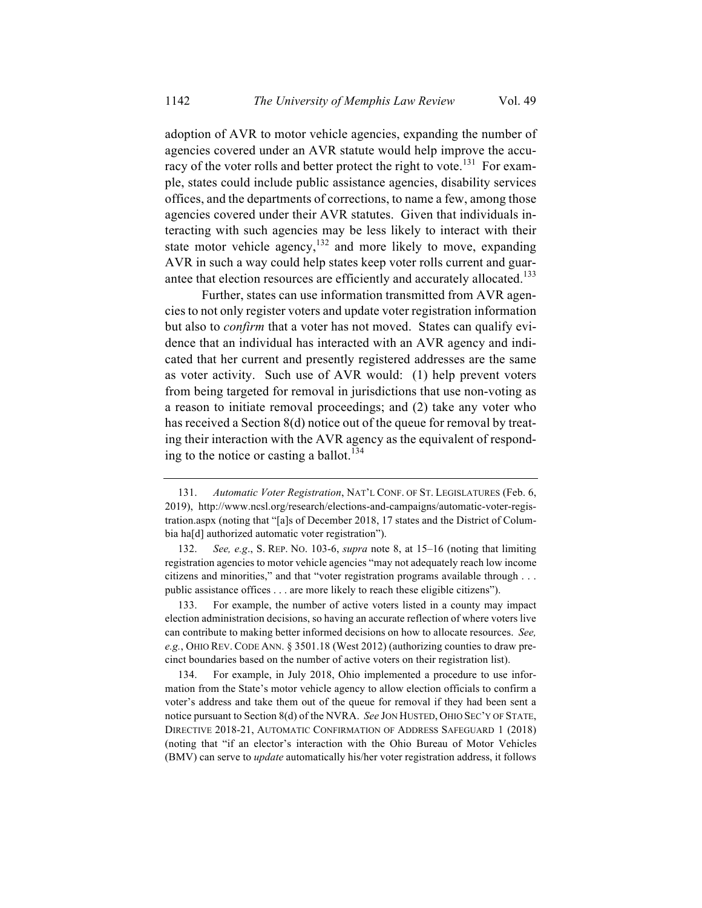adoption of AVR to motor vehicle agencies, expanding the number of agencies covered under an AVR statute would help improve the accuracy of the voter rolls and better protect the right to vote.[131] For example, states could include public assistance agencies, disability services offices, and the departments of corrections, to name a few, among those agencies covered under their AVR statutes. Given that individuals interacting with such agencies may be less likely to interact with their state motor vehicle agency,[132] and more likely to move, expanding AVR in such a way could help states keep voter rolls current and guarantee that election resources are efficiently and accurately allocated.[133]

Further, states can use information transmitted from AVR agencies to not only register voters and update voter registration information but also to *confirm* that a voter has not moved. States can qualify evidence that an individual has interacted with an AVR agency and indicated that her current and presently registered addresses are the same as voter activity. Such use of AVR would: (1) help prevent voters from being targeted for removal in jurisdictions that use non-voting as a reason to initiate removal proceedings; and (2) take any voter who has received a Section 8(d) notice out of the queue for removal by treating their interaction with the AVR agency as the equivalent of responding to the notice or casting a ballot.[134]

---

131. *Automatic Voter Registration*, NAT'L CONF. OF ST. LEGISLATURES (Feb. 6, 2019), http://www.ncsl.org/research/elections-and-campaigns/automatic-voter-registration.aspx (noting that "[a]s of December 2018, 17 states and the District of Columbia ha[d] authorized automatic voter registration").

132. *See, e.g.*, S. REP. NO. 103-6, *supra* note 8, at 15–16 (noting that limiting registration agencies to motor vehicle agencies "may not adequately reach low income citizens and minorities," and that "voter registration programs available through . . . public assistance offices . . . are more likely to reach these eligible citizens").

133. For example, the number of active voters listed in a county may impact election administration decisions, so having an accurate reflection of where voters live can contribute to making better informed decisions on how to allocate resources. *See, e.g.*, OHIO REV. CODE ANN. § 3501.18 (West 2012) (authorizing counties to draw precinct boundaries based on the number of active voters on their registration list).

134. For example, in July 2018, Ohio implemented a procedure to use information from the State's motor vehicle agency to allow election officials to confirm a voter's address and take them out of the queue for removal if they had been sent a notice pursuant to Section 8(d) of the NVRA. *See* JON HUSTED, OHIO SEC'Y OF STATE, DIRECTIVE 2018-21, AUTOMATIC CONFIRMATION OF ADDRESS SAFEGUARD 1 (2018) (noting that "if an elector's interaction with the Ohio Bureau of Motor Vehicles (BMV) can serve to *update* automatically his/her voter registration address, it follows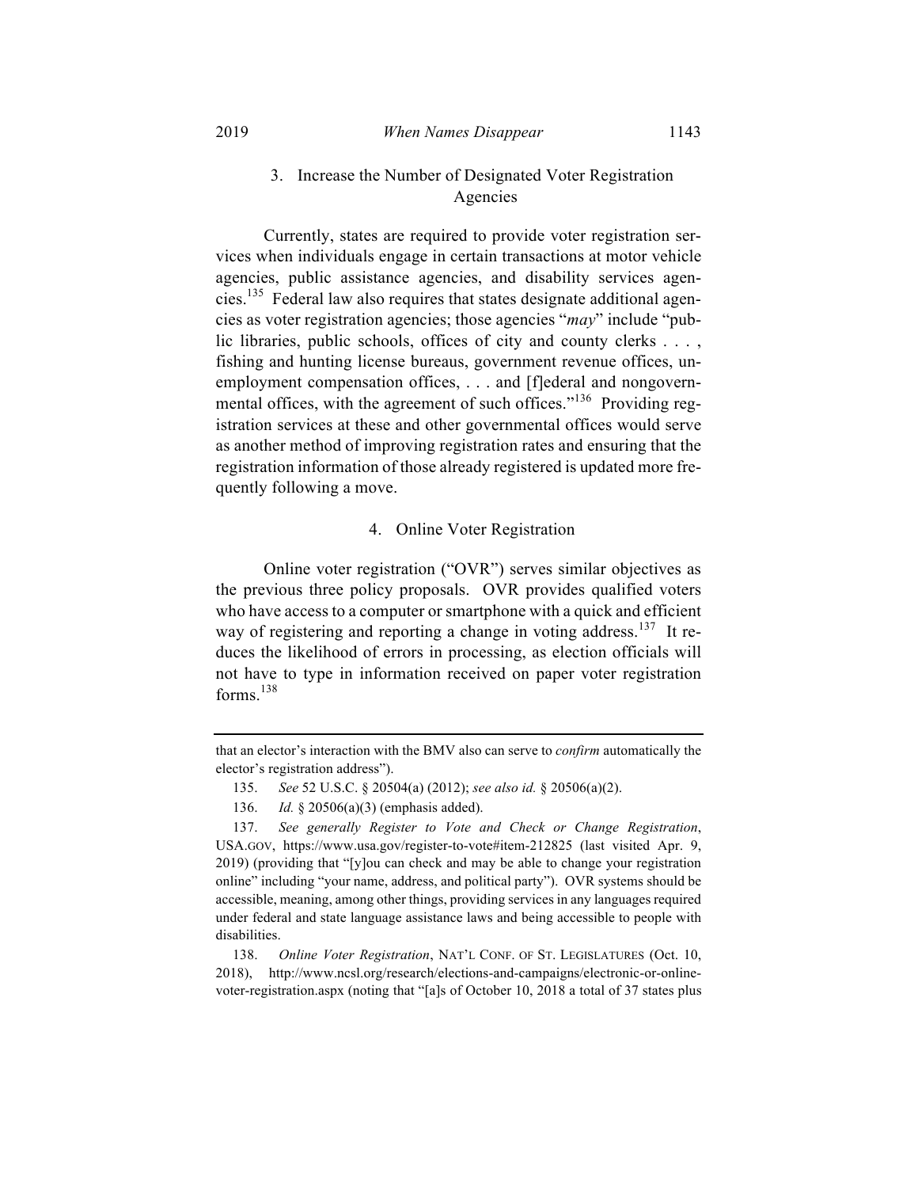### 3. Increase the Number of Designated Voter Registration Agencies

Currently, states are required to provide voter registration services when individuals engage in certain transactions at motor vehicle agencies, public assistance agencies, and disability services agencies.[135] Federal law also requires that states designate additional agencies as voter registration agencies; those agencies "*may*" include "public libraries, public schools, offices of city and county clerks . . . , fishing and hunting license bureaus, government revenue offices, unemployment compensation offices, . . . and [f]ederal and nongovernmental offices, with the agreement of such offices."[136] Providing registration services at these and other governmental offices would serve as another method of improving registration rates and ensuring that the registration information of those already registered is updated more frequently following a move.

### 4. Online Voter Registration

Online voter registration ("OVR") serves similar objectives as the previous three policy proposals. OVR provides qualified voters who have access to a computer or smartphone with a quick and efficient way of registering and reporting a change in voting address.[137] It reduces the likelihood of errors in processing, as election officials will not have to type in information received on paper voter registration forms.[138]

---

that an elector's interaction with the BMV also can serve to *confirm* automatically the elector's registration address").

135. *See* 52 U.S.C. § 20504(a) (2012); *see also id.* § 20506(a)(2).

136. *Id.* § 20506(a)(3) (emphasis added).

137. *See generally Register to Vote and Check or Change Registration*, USA.GOV, https://www.usa.gov/register-to-vote#item-212825 (last visited Apr. 9, 2019) (providing that "[y]ou can check and may be able to change your registration online" including "your name, address, and political party"). OVR systems should be accessible, meaning, among other things, providing services in any languages required under federal and state language assistance laws and being accessible to people with disabilities.

138. *Online Voter Registration*, NAT'L CONF. OF ST. LEGISLATURES (Oct. 10, 2018), http://www.ncsl.org/research/elections-and-campaigns/electronic-or-online-voter-registration.aspx (noting that "[a]s of October 10, 2018 a total of 37 states plus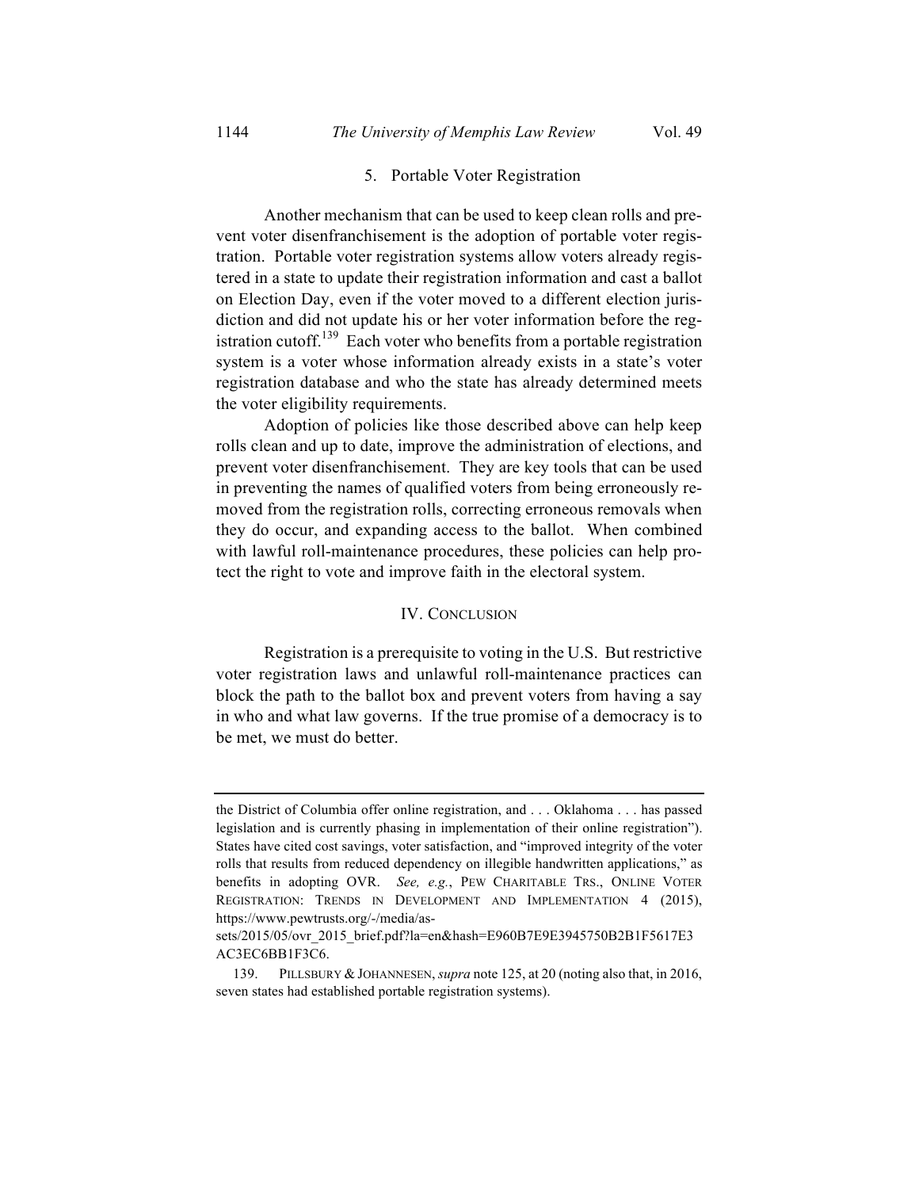### 5. Portable Voter Registration

Another mechanism that can be used to keep clean rolls and prevent voter disenfranchisement is the adoption of portable voter registration. Portable voter registration systems allow voters already registered in a state to update their registration information and cast a ballot on Election Day, even if the voter moved to a different election jurisdiction and did not update his or her voter information before the registration cutoff.[139] Each voter who benefits from a portable registration system is a voter whose information already exists in a state's voter registration database and who the state has already determined meets the voter eligibility requirements.

Adoption of policies like those described above can help keep rolls clean and up to date, improve the administration of elections, and prevent voter disenfranchisement. They are key tools that can be used in preventing the names of qualified voters from being erroneously removed from the registration rolls, correcting erroneous removals when they do occur, and expanding access to the ballot. When combined with lawful roll-maintenance procedures, these policies can help protect the right to vote and improve faith in the electoral system.

## IV. CONCLUSION

Registration is a prerequisite to voting in the U.S. But restrictive voter registration laws and unlawful roll-maintenance practices can block the path to the ballot box and prevent voters from having a say in who and what law governs. If the true promise of a democracy is to be met, we must do better.

---

the District of Columbia offer online registration, and . . . Oklahoma . . . has passed legislation and is currently phasing in implementation of their online registration"). States have cited cost savings, voter satisfaction, and "improved integrity of the voter rolls that results from reduced dependency on illegible handwritten applications," as benefits in adopting OVR. *See, e.g.*, PEW CHARITABLE TRS., ONLINE VOTER REGISTRATION: TRENDS IN DEVELOPMENT AND IMPLEMENTATION 4 (2015), https://www.pewtrusts.org/-/media/assets/2015/05/ovr_2015_brief.pdf?la=en&hash=E960B7E9E3945750B2B1F5617E3AC3EC6BB1F3C6.

139. PILLSBURY & JOHANNESEN, *supra* note 125, at 20 (noting also that, in 2016, seven states had established portable registration systems).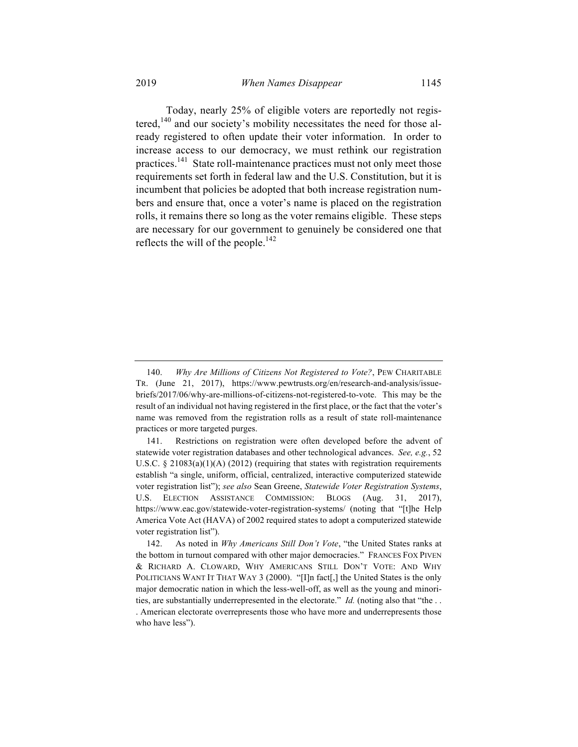Today, nearly 25% of eligible voters are reportedly not registered,[140] and our society's mobility necessitates the need for those already registered to often update their voter information. In order to increase access to our democracy, we must rethink our registration practices.[141] State roll-maintenance practices must not only meet those requirements set forth in federal law and the U.S. Constitution, but it is incumbent that policies be adopted that both increase registration numbers and ensure that, once a voter's name is placed on the registration rolls, it remains there so long as the voter remains eligible. These steps are necessary for our government to genuinely be considered one that reflects the will of the people.[142]

---

140. *Why Are Millions of Citizens Not Registered to Vote?*, PEW CHARITABLE TR. (June 21, 2017), https://www.pewtrusts.org/en/research-and-analysis/issue-briefs/2017/06/why-are-millions-of-citizens-not-registered-to-vote. This may be the result of an individual not having registered in the first place, or the fact that the voter's name was removed from the registration rolls as a result of state roll-maintenance practices or more targeted purges.

141. Restrictions on registration were often developed before the advent of statewide voter registration databases and other technological advances. *See, e.g.*, 52 U.S.C. § 21083(a)(1)(A) (2012) (requiring that states with registration requirements establish "a single, uniform, official, centralized, interactive computerized statewide voter registration list"); *see also* Sean Greene, *Statewide Voter Registration Systems*, U.S. ELECTION ASSISTANCE COMMISSION: BLOGS (Aug. 31, 2017), https://www.eac.gov/statewide-voter-registration-systems/ (noting that "[t]he Help America Vote Act (HAVA) of 2002 required states to adopt a computerized statewide voter registration list").

142. As noted in *Why Americans Still Don't Vote*, "the United States ranks at the bottom in turnout compared with other major democracies." FRANCES FOX PIVEN & RICHARD A. CLOWARD, WHY AMERICANS STILL DON'T VOTE: AND WHY POLITICIANS WANT IT THAT WAY 3 (2000). "[I]n fact[,] the United States is the only major democratic nation in which the less-well-off, as well as the young and minorities, are substantially underrepresented in the electorate." *Id.* (noting also that "the . . . American electorate overrepresents those who have more and underrepresents those who have less").